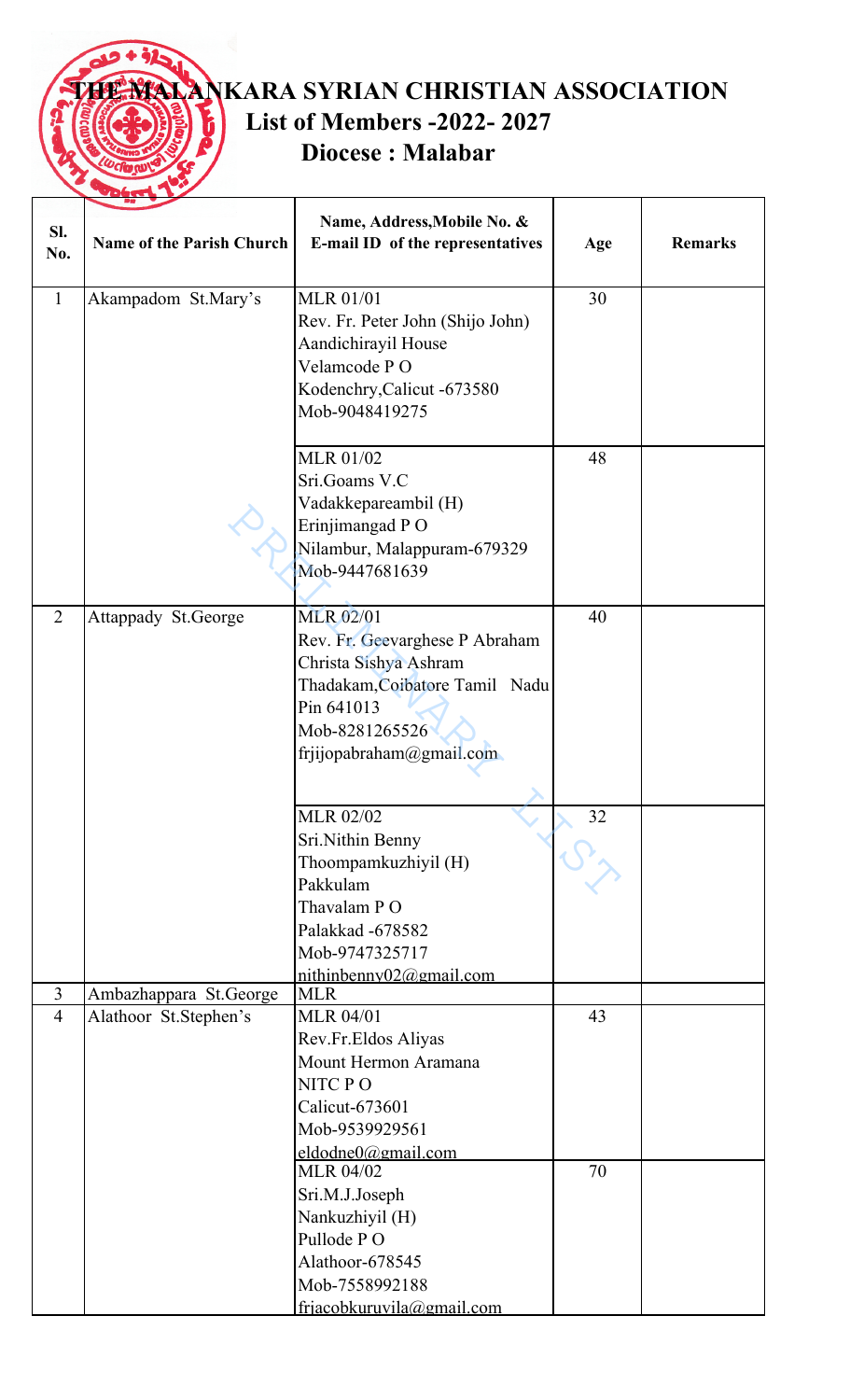# THE MALANKARA SYRIAN CHRISTIAN ASSOCIATION

## List of Members -2022- 2027

## Diocese : Malabar

| Sl. No. | Name of the Parish Church | Name, Address,Mobile No. & E-mail ID of the representatives | Age | Remarks |
|---|---|---|---|---|
| 1 | Akampadom St.Mary's | MLR 01/01<br>Rev. Fr. Peter John (Shijo John)<br>Aandichirayil House<br>Velamcode P O<br>Kodenchry,Calicut -673580<br>Mob-9048419275 | 30 | |
| | | MLR 01/02<br>Sri.Goams V.C<br>Vadakkepareambil (H)<br>Erinjimangad P O<br>Nilambur, Malappuram-679329<br>Mob-9447681639 | 48 | |
| 2 | Attappady St.George | MLR 02/01<br>Rev. Fr. Geevarghese P Abraham<br>Christa Sishya Ashram<br>Thadakam,Coibatore Tamil Nadu<br>Pin 641013<br>Mob-8281265526<br>frjijopabraham@gmail.com | 40 | |
| | | MLR 02/02<br>Sri.Nithin Benny<br>Thoompamkuzhiyil (H)<br>Pakkulam<br>Thavalam P O<br>Palakkad -678582<br>Mob-9747325717<br>nithinbenny02@gmail.com | 32 | |
| 3 | Ambazhappara St.George | MLR | | |
| 4 | Alathoor St.Stephen's | MLR 04/01<br>Rev.Fr.Eldos Aliyas<br>Mount Hermon Aramana<br>NITC P O<br>Calicut-673601<br>Mob-9539929561<br>eldodne0@gmail.com | 43 | |
| | | MLR 04/02<br>Sri.M.J.Joseph<br>Nankuzhiyil (H)<br>Pullode P O<br>Alathoor-678545<br>Mob-7558992188<br>frjacobkuruvila@gmail.com | 70 | |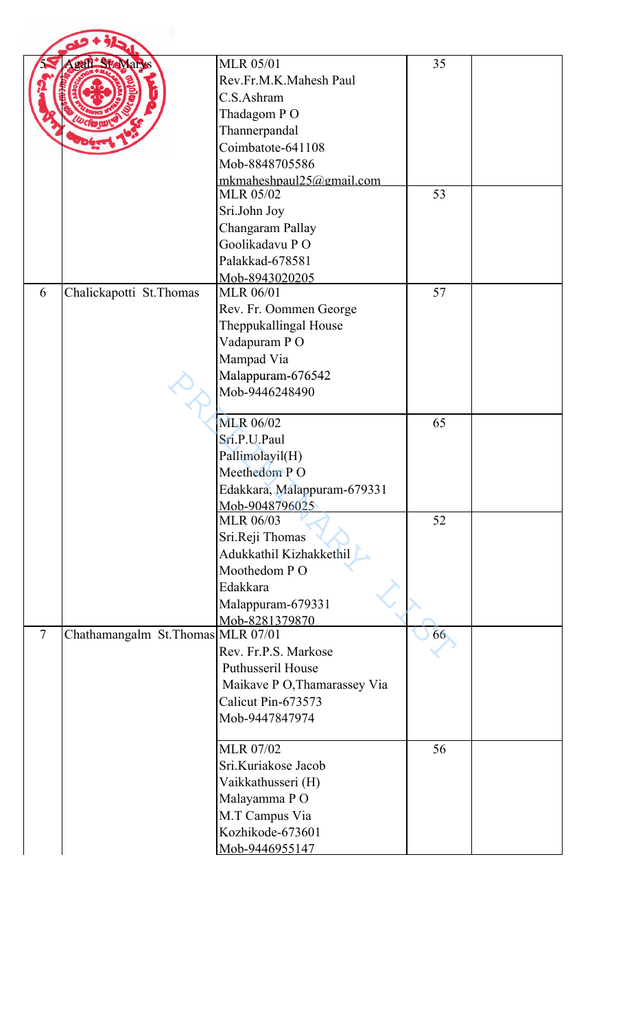| | | | | |
|---|---|---|---|---|
| 5 | Agali St.Marys | MLR 05/01<br>Rev.Fr.M.K.Mahesh Paul<br>C.S.Ashram<br>Thadagom P O<br>Thannerpandal<br>Coimbatote-641108<br>Mob-8848705586<br>mkmaheshpaul25@gmail.com | 35 | |
| | | MLR 05/02<br>Sri.John Joy<br>Changaram Pallay<br>Goolikadavu P O<br>Palakkad-678581<br>Mob-8943020205 | 53 | |
| 6 | Chalickapotti St.Thomas | MLR 06/01<br>Rev. Fr. Oommen George<br>Theppukallingal House<br>Vadapuram P O<br>Mampad Via<br>Malappuram-676542<br>Mob-9446248490 | 57 | |
| | | MLR 06/02<br>Sri.P.U.Paul<br>Pallimolayil(H)<br>Meethedom P O<br>Edakkara, Malappuram-679331<br>Mob-9048796025 | 65 | |
| | | MLR 06/03<br>Sri.Reji Thomas<br>Adukkathil Kizhakkethil<br>Moothedom P O<br>Edakkara<br>Malappuram-679331<br>Mob-8281379870 | 52 | |
| 7 | Chathamangalm St.Thomas | MLR 07/01<br>Rev. Fr.P.S. Markose<br>Puthusseril House<br>Maikave P O,Thamarassey Via<br>Calicut Pin-673573<br>Mob-9447847974 | 66 | |
| | | MLR 07/02<br>Sri.Kuriakose Jacob<br>Vaikkathusseri (H)<br>Malayamma P O<br>M.T Campus Via<br>Kozhikode-673601<br>Mob-9446955147 | 56 | |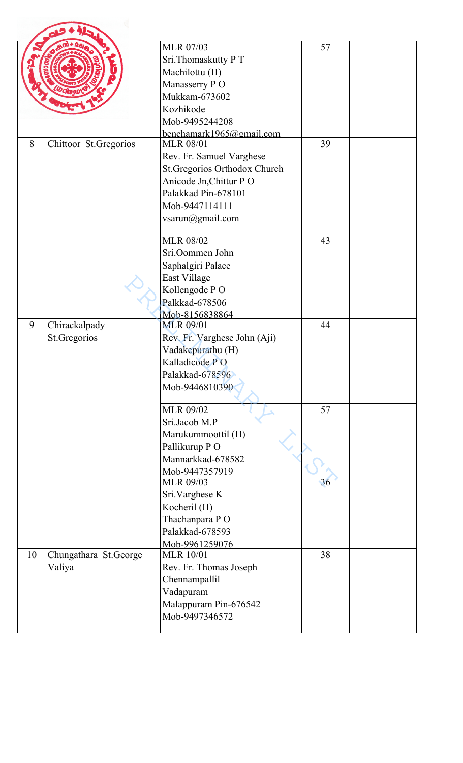| | | | | |
|---|---|---|---|---|
| | | MLR 07/03<br>Sri.Thomaskutty P T<br>Machilottu (H)<br>Manasserry P O<br>Mukkam-673602<br>Kozhikode<br>Mob-9495244208<br>benchamark1965@gmail.com | 57 | |
| 8 | Chittoor St.Gregorios | MLR 08/01<br>Rev. Fr. Samuel Varghese<br>St.Gregorios Orthodox Church<br>Anicode Jn,Chittur P O<br>Palakkad Pin-678101<br>Mob-9447114111<br>vsarun@gmail.com | 39 | |
| | | MLR 08/02<br>Sri.Oommen John<br>Saphalgiri Palace<br>East Village<br>Kollengode P O<br>Palkkad-678506<br>Mob-8156838864 | 43 | |
| 9 | Chirackalpady St.Gregorios | MLR 09/01<br>Rev. Fr. Varghese John (Aji)<br>Vadakepurathu (H)<br>Kalladicode P O<br>Palakkad-678596<br>Mob-9446810390 | 44 | |
| | | MLR 09/02<br>Sri.Jacob M.P<br>Marukummoottil (H)<br>Pallikurup P O<br>Mannarkkad-678582<br>Mob-9447357919 | 57 | |
| | | MLR 09/03<br>Sri.Varghese K<br>Kocheril (H)<br>Thachanpara P O<br>Palakkad-678593<br>Mob-9961259076 | 36 | |
| 10 | Chungathara St.George Valiya | MLR 10/01<br>Rev. Fr. Thomas Joseph<br>Chennampallil<br>Vadapuram<br>Malappuram Pin-676542<br>Mob-9497346572 | 38 | |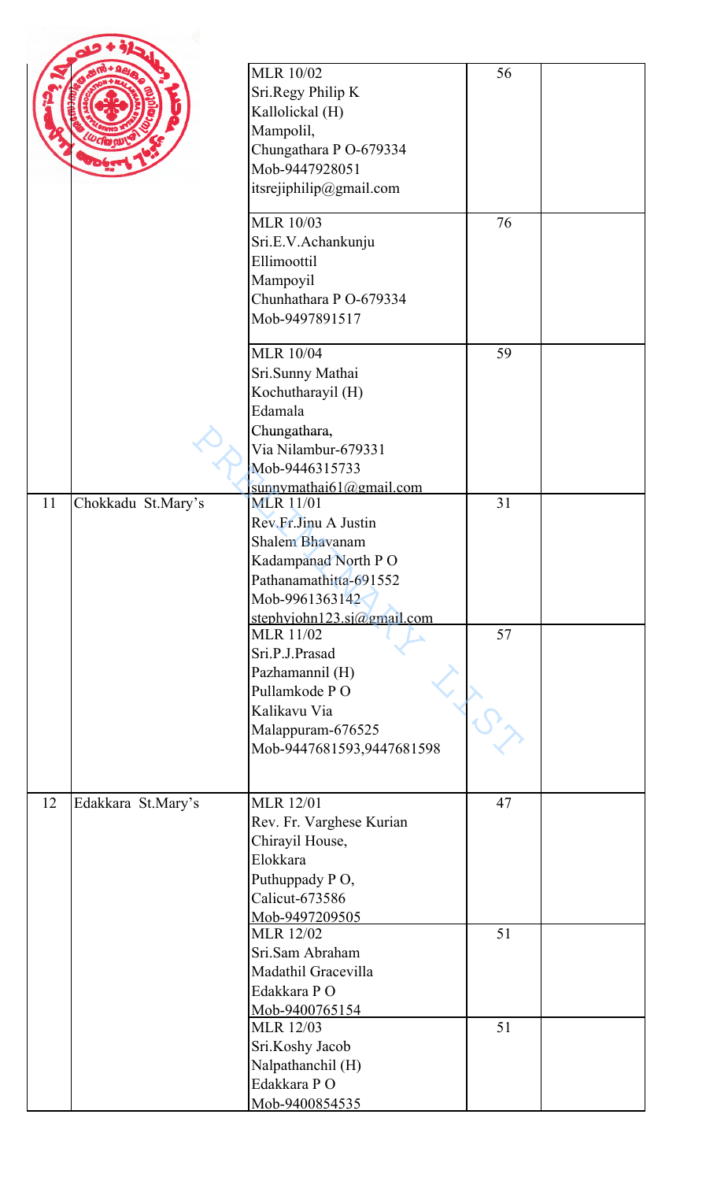| | | | | |
|---|---|---|---|---|
| | | MLR 10/02<br>Sri.Regy Philip K<br>Kallolickal (H)<br>Mampolil,<br>Chungathara P O-679334<br>Mob-9447928051<br>itsrejiphilip@gmail.com | 56 | |
| | | MLR 10/03<br>Sri.E.V.Achankunju<br>Ellimoottil<br>Mampoyil<br>Chunhathara P O-679334<br>Mob-9497891517 | 76 | |
| | | MLR 10/04<br>Sri.Sunny Mathai<br>Kochutharayil (H)<br>Edamala<br>Chungathara,<br>Via Nilambur-679331<br>Mob-9446315733<br>sunnymathai61@gmail.com | 59 | |
| 11 | Chokkadu St.Mary's | MLR 11/01<br>Rev.Fr.Jinu A Justin<br>Shalem Bhavanam<br>Kadampanad North P O<br>Pathanamathitta-691552<br>Mob-9961363142<br>stephyjohn123.sj@gmail.com | 31 | |
| | | MLR 11/02<br>Sri.P.J.Prasad<br>Pazhamannil (H)<br>Pullamkode P O<br>Kalikavu Via<br>Malappuram-676525<br>Mob-9447681593,9447681598 | 57 | |
| 12 | Edakkara St.Mary's | MLR 12/01<br>Rev. Fr. Varghese Kurian<br>Chirayil House,<br>Elokkara<br>Puthuppady P O,<br>Calicut-673586<br>Mob-9497209505 | 47 | |
| | | MLR 12/02<br>Sri.Sam Abraham<br>Madathil Gracevilla<br>Edakkara P O<br>Mob-9400765154 | 51 | |
| | | MLR 12/03<br>Sri.Koshy Jacob<br>Nalpathanchil (H)<br>Edakkara P O<br>Mob-9400854535 | 51 | |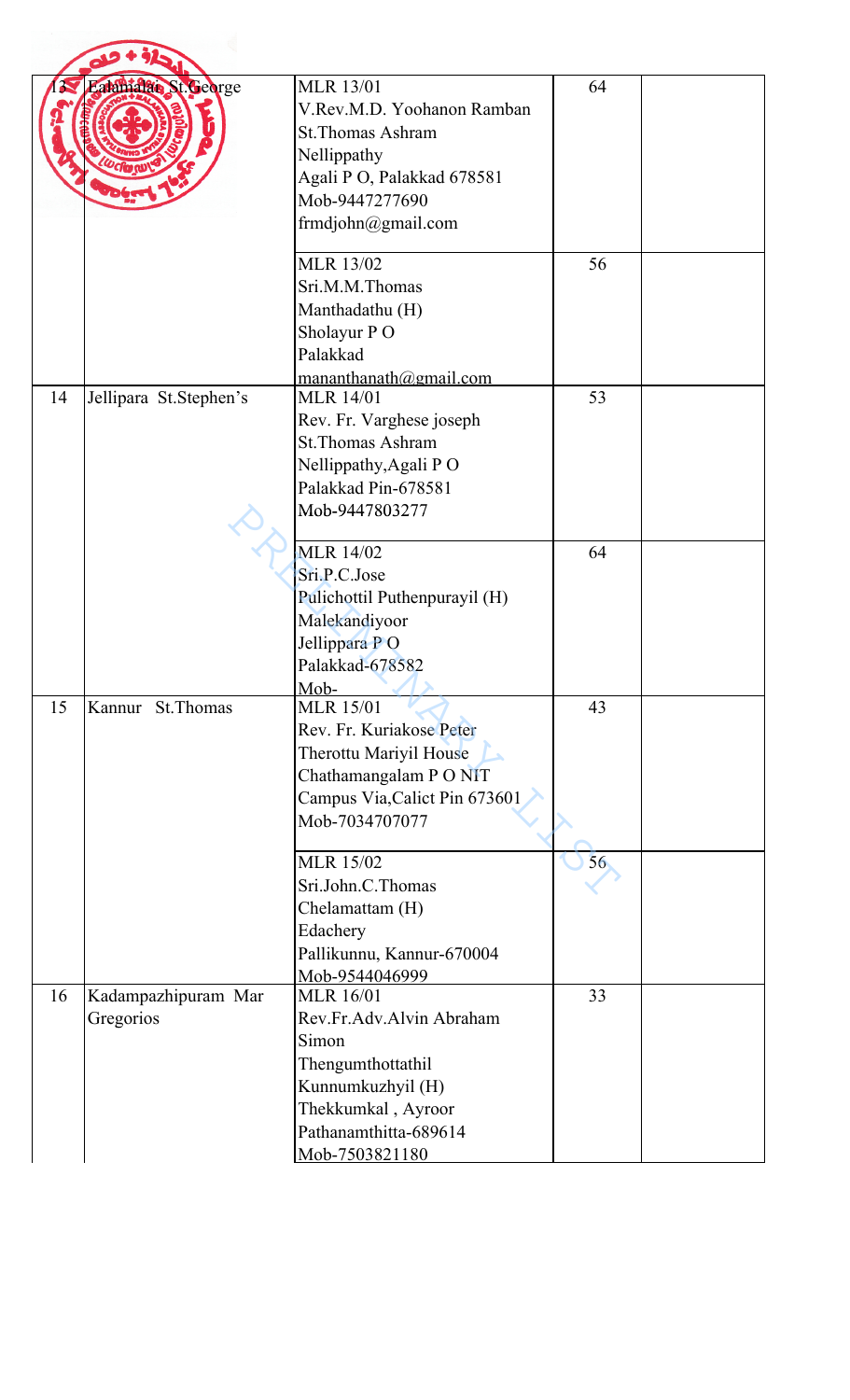| 13 | Eatamalac St.George | MLR 13/01<br>V.Rev.M.D. Yoohanon Ramban<br>St.Thomas Ashram<br>Nellippathy<br>Agali P O, Palakkad 678581<br>Mob-9447277690<br>frmdjohn@gmail.com | 64 | |
|---|---|---|---|---|
| | | MLR 13/02<br>Sri.M.M.Thomas<br>Manthadathu (H)<br>Sholayur P O<br>Palakkad<br>mananthanath@gmail.com | 56 | |
| 14 | Jellipara St.Stephen's | MLR 14/01<br>Rev. Fr. Varghese joseph<br>St.Thomas Ashram<br>Nellippathy,Agali P O<br>Palakkad Pin-678581<br>Mob-9447803277 | 53 | |
| | | MLR 14/02<br>Sri.P.C.Jose<br>Pulichottil Puthenpurayil (H)<br>Malekandiyoor<br>Jellippara P O<br>Palakkad-678582<br>Mob- | 64 | |
| 15 | Kannur St.Thomas | MLR 15/01<br>Rev. Fr. Kuriakose Peter<br>Therottu Mariyil House<br>Chathamangalam P O NIT Campus Via,Calict Pin 673601<br>Mob-7034707077 | 43 | |
| | | MLR 15/02<br>Sri.John.C.Thomas<br>Chelamattam (H)<br>Edachery<br>Pallikunnu, Kannur-670004<br>Mob-9544046999 | 56 | |
| 16 | Kadampazhipuram Mar Gregorios | MLR 16/01<br>Rev.Fr.Adv.Alvin Abraham Simon<br>Thengumthottathil<br>Kunnumkuzhyil (H)<br>Thekkumkal , Ayroor<br>Pathanamthitta-689614<br>Mob-7503821180 | 33 | |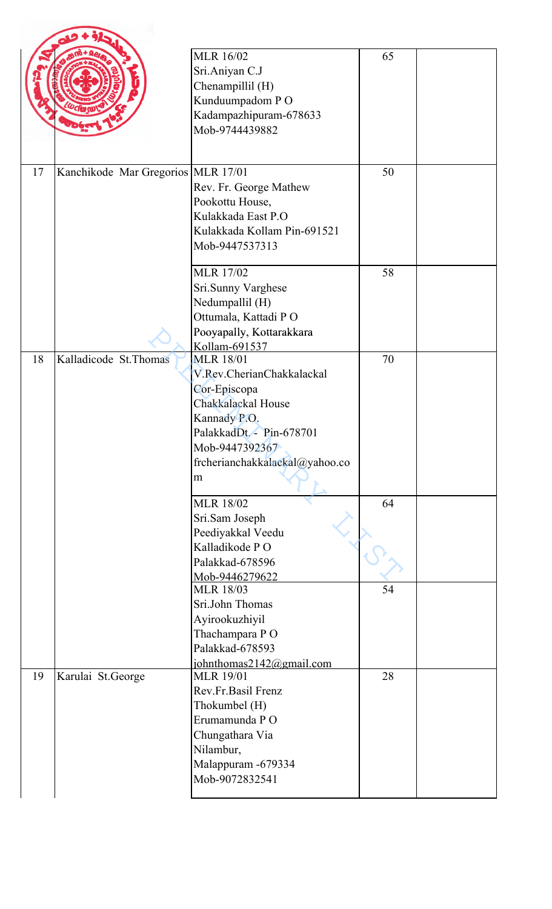| | | | | |
|---|---|---|---|---|
| | | MLR 16/02<br>Sri.Aniyan C.J<br>Chenampillil (H)<br>Kunduumpadom P O<br>Kadampazhipuram-678633<br>Mob-9744439882 | 65 | |
| 17 | Kanchikode Mar Gregorios | MLR 17/01<br>Rev. Fr. George Mathew<br>Pookottu House,<br>Kulakkada East P.O<br>Kulakkada Kollam Pin-691521<br>Mob-9447537313 | 50 | |
| | | MLR 17/02<br>Sri.Sunny Varghese<br>Nedumpallil (H)<br>Ottumala, Kattadi P O<br>Pooyapally, Kottarakkara<br>Kollam-691537 | 58 | |
| 18 | Kalladicode St.Thomas | MLR 18/01<br>V.Rev.CherianChakkalackal<br>Cor-Episcopa<br>Chakkalackal House<br>Kannady P.O.<br>PalakkadDt. - Pin-678701<br>Mob-9447392367<br>frcherianchakkalackal@yahoo.com | 70 | |
| | | MLR 18/02<br>Sri.Sam Joseph<br>Peediyakkal Veedu<br>Kalladikode P O<br>Palakkad-678596<br>Mob-9446279622 | 64 | |
| | | MLR 18/03<br>Sri.John Thomas<br>Ayirookuzhiyil<br>Thachampara P O<br>Palakkad-678593<br>johnthomas2142@gmail.com | 54 | |
| 19 | Karulai St.George | MLR 19/01<br>Rev.Fr.Basil Frenz<br>Thokumbel (H)<br>Erumamunda P O<br>Chungathara Via<br>Nilambur,<br>Malappuram -679334<br>Mob-9072832541 | 28 | |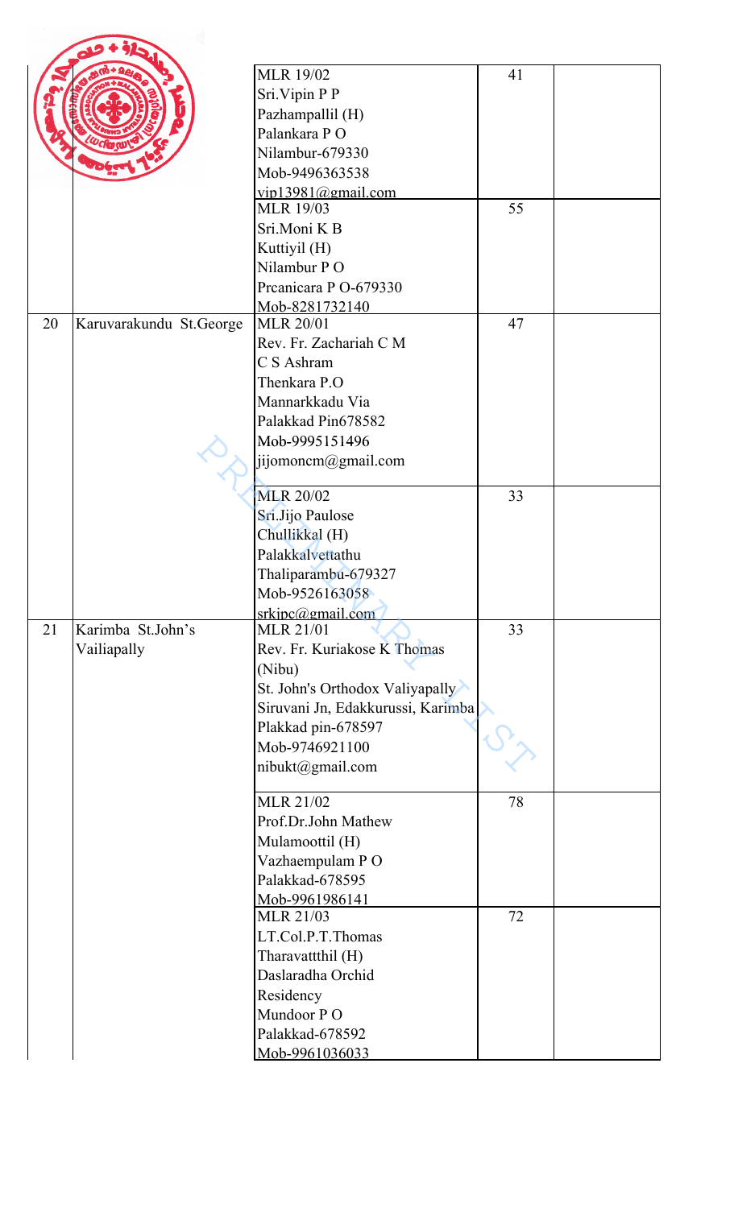| | | | | |
|---|---|---|---|---|
| | | MLR 19/02<br>Sri.Vipin P P<br>Pazhampallil (H)<br>Palankara P O<br>Nilambur-679330<br>Mob-9496363538<br>vip13981@gmail.com | 41 | |
| | | MLR 19/03<br>Sri.Moni K B<br>Kuttiyil (H)<br>Nilambur P O<br>Prcanicara P O-679330<br>Mob-8281732140 | 55 | |
| 20 | Karuvarakundu St.George | MLR 20/01<br>Rev. Fr. Zachariah C M<br>C S Ashram<br>Thenkara P.O<br>Mannarkkadu Via<br>Palakkad Pin678582<br>Mob-9995151496<br>jijomoncm@gmail.com | 47 | |
| | | MLR 20/02<br>Sri.Jijo Paulose<br>Chullikkal (H)<br>Palakkalvettathu<br>Thaliparambu-679327<br>Mob-9526163058<br>srkjpc@gmail.com | 33 | |
| 21 | Karimba St.John's Vailiapally | MLR 21/01<br>Rev. Fr. Kuriakose K Thomas (Nibu)<br>St. John's Orthodox Valiyapally<br>Siruvani Jn, Edakkurussi, Karimba<br>Plakkad pin-678597<br>Mob-9746921100<br>nibukt@gmail.com | 33 | |
| | | MLR 21/02<br>Prof.Dr.John Mathew<br>Mulamoottil (H)<br>Vazhaempulam P O<br>Palakkad-678595<br>Mob-9961986141 | 78 | |
| | | MLR 21/03<br>LT.Col.P.T.Thomas<br>Tharavattthil (H)<br>Daslaradha Orchid Residency<br>Mundoor P O<br>Palakkad-678592<br>Mob-9961036033 | 72 | |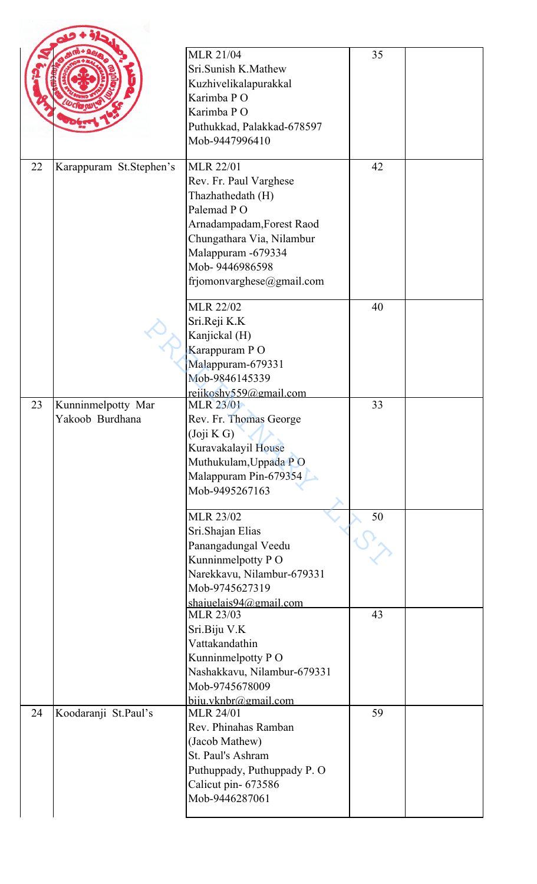| | | | | |
|---|---|---|---|---|
| | | MLR 21/04<br>Sri.Sunish K.Mathew<br>Kuzhivelikalapurakkal<br>Karimba P O<br>Karimba P O<br>Puthukkad, Palakkad-678597<br>Mob-9447996410 | 35 | |
| 22 | Karappuram St.Stephen's | MLR 22/01<br>Rev. Fr. Paul Varghese<br>Thazhathedath (H)<br>Palemad P O<br>Arnadampadam,Forest Raod<br>Chungathara Via, Nilambur<br>Malappuram -679334<br>Mob- 9446986598<br>frjomonvarghese@gmail.com | 42 | |
| | | MLR 22/02<br>Sri.Reji K.K<br>Kanjickal (H)<br>Karappuram P O<br>Malappuram-679331<br>Mob-9846145339<br>rejikoshy559@gmail.com | 40 | |
| 23 | Kunninmelpotty Mar Yakoob Burdhana | MLR 23/01<br>Rev. Fr. Thomas George<br>(Joji K G)<br>Kuravakalayil House<br>Muthukulam,Uppada P O<br>Malappuram Pin-679354<br>Mob-9495267163 | 33 | |
| | | MLR 23/02<br>Sri.Shajan Elias<br>Panangadungal Veedu<br>Kunninmelpotty P O<br>Narekkavu, Nilambur-679331<br>Mob-9745627319<br>shajuelais94@gmail.com | 50 | |
| | | MLR 23/03<br>Sri.Biju V.K<br>Vattakandathin<br>Kunninmelpotty P O<br>Nashakkavu, Nilambur-679331<br>Mob-9745678009<br>biju.vknbr@gmail.com | 43 | |
| 24 | Koodaranji St.Paul's | MLR 24/01<br>Rev. Phinahas Ramban<br>(Jacob Mathew)<br>St. Paul's Ashram<br>Puthuppady, Puthuppady P. O<br>Calicut pin- 673586<br>Mob-9446287061 | 59 | |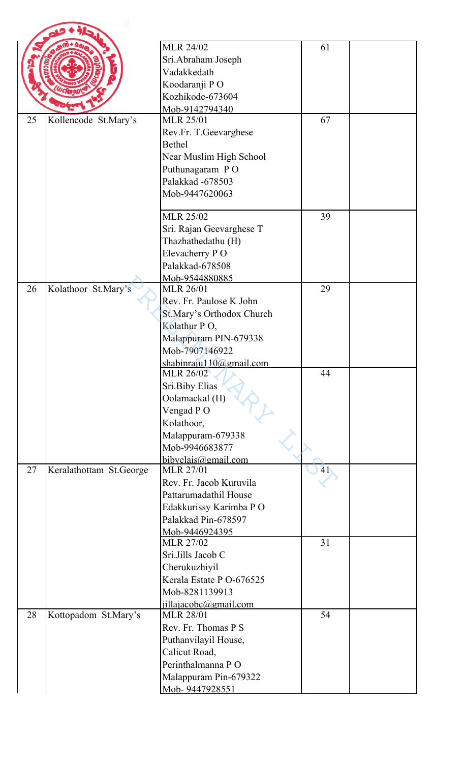| | | | | |
|---|---|---|---|---|
| | | MLR 24/02<br>Sri.Abraham Joseph<br>Vadakkedath<br>Koodaranji P O<br>Kozhikode-673604<br>Mob-9142794340 | 61 | |
| 25 | Kollencode St.Mary's | MLR 25/01<br>Rev.Fr. T.Geevarghese<br>Bethel<br>Near Muslim High School<br>Puthunagaram P O<br>Palakkad -678503<br>Mob-9447620063 | 67 | |
| | | MLR 25/02<br>Sri. Rajan Geevarghese T<br>Thazhathedathu (H)<br>Elevacherry P O<br>Palakkad-678508<br>Mob-9544880885 | 39 | |
| 26 | Kolathoor St.Mary's | MLR 26/01<br>Rev. Fr. Paulose K John<br>St.Mary's Orthodox Church<br>Kolathur P O,<br>Malappuram PIN-679338<br>Mob-7907146922<br>shabinraju110@gmail.com | 29 | |
| | | MLR 26/02<br>Sri.Biby Elias<br>Oolamackal (H)<br>Vengad P O<br>Kolathoor,<br>Malappuram-679338<br>Mob-9946683877<br>bibyelais@gmail.com | 44 | |
| 27 | Keralathottam St.George | MLR 27/01<br>Rev. Fr. Jacob Kuruvila<br>Pattarumadathil House<br>Edakkurissy Karimba P O<br>Palakkad Pin-678597<br>Mob-9446924395 | 41 | |
| | | MLR 27/02<br>Sri.Jills Jacob C<br>Cherukuzhiyil<br>Kerala Estate P O-676525<br>Mob-8281139913<br>jillajacobc@gmail.com | 31 | |
| 28 | Kottopadom St.Mary's | MLR 28/01<br>Rev. Fr. Thomas P S<br>Puthanvilayil House,<br>Calicut Road,<br>Perinthalmanna P O<br>Malappuram Pin-679322<br>Mob- 9447928551 | 54 | |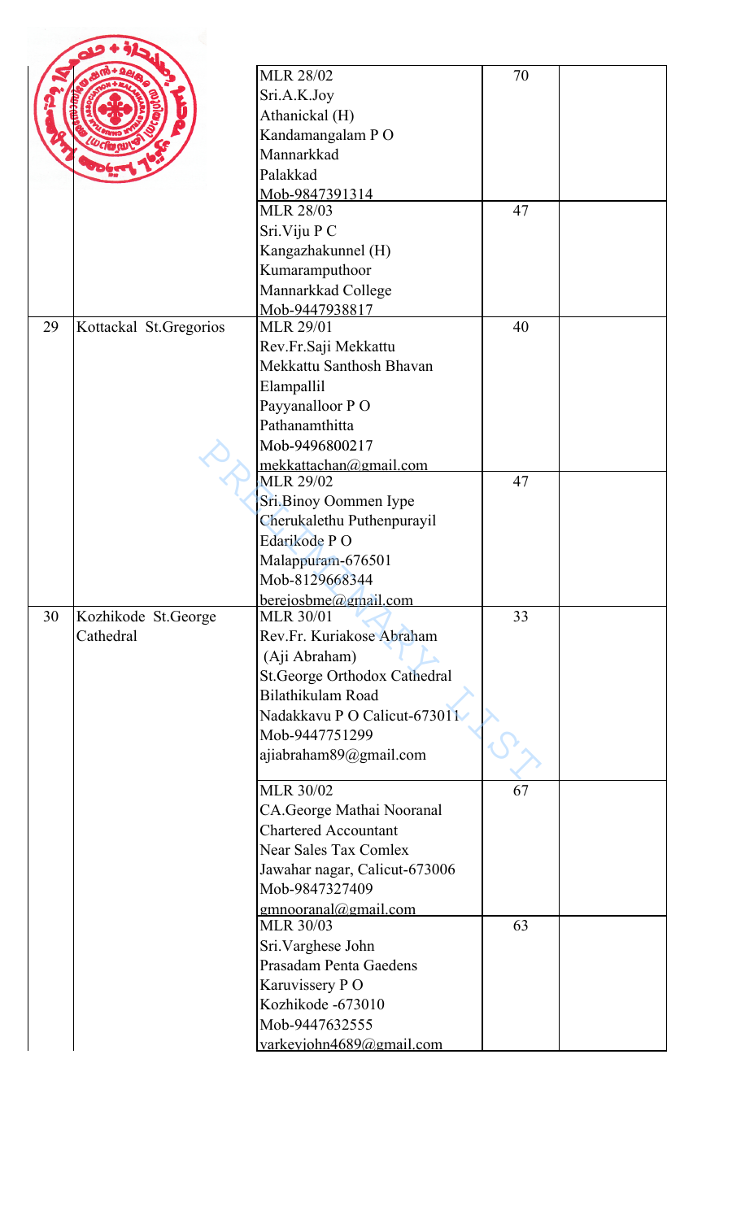| | | | | |
|---|---|---|---|---|
| | | MLR 28/02<br>Sri.A.K.Joy<br>Athanickal (H)<br>Kandamangalam P O<br>Mannarkkad<br>Palakkad<br>Mob-9847391314 | 70 | |
| | | MLR 28/03<br>Sri.Viju P C<br>Kangazhakunnel (H)<br>Kumaramputhoor<br>Mannarkkad College<br>Mob-9447938817 | 47 | |
| 29 | Kottackal St.Gregorios | MLR 29/01<br>Rev.Fr.Saji Mekkattu<br>Mekkattu Santhosh Bhavan<br>Elampallil<br>Payyanalloor P O<br>Pathanamthitta<br>Mob-9496800217<br>mekkattachan@gmail.com | 40 | |
| | | MLR 29/02<br>Sri.Binoy Oommen Iype<br>Cherukalethu Puthenpurayil<br>Edarikode P O<br>Malappuram-676501<br>Mob-8129668344<br>berejosbme@gmail.com | 47 | |
| 30 | Kozhikode St.George Cathedral | MLR 30/01<br>Rev.Fr. Kuriakose Abraham<br>(Aji Abraham)<br>St.George Orthodox Cathedral<br>Bilathikulam Road<br>Nadakkavu P O Calicut-673011<br>Mob-9447751299<br>ajiabraham89@gmail.com | 33 | |
| | | MLR 30/02<br>CA.George Mathai Nooranal<br>Chartered Accountant<br>Near Sales Tax Comlex<br>Jawahar nagar, Calicut-673006<br>Mob-9847327409<br>gmnooranal@gmail.com | 67 | |
| | | MLR 30/03<br>Sri.Varghese John<br>Prasadam Penta Gaedens<br>Karuvissery P O<br>Kozhikode -673010<br>Mob-9447632555<br>varkeyjohn4689@gmail.com | 63 | |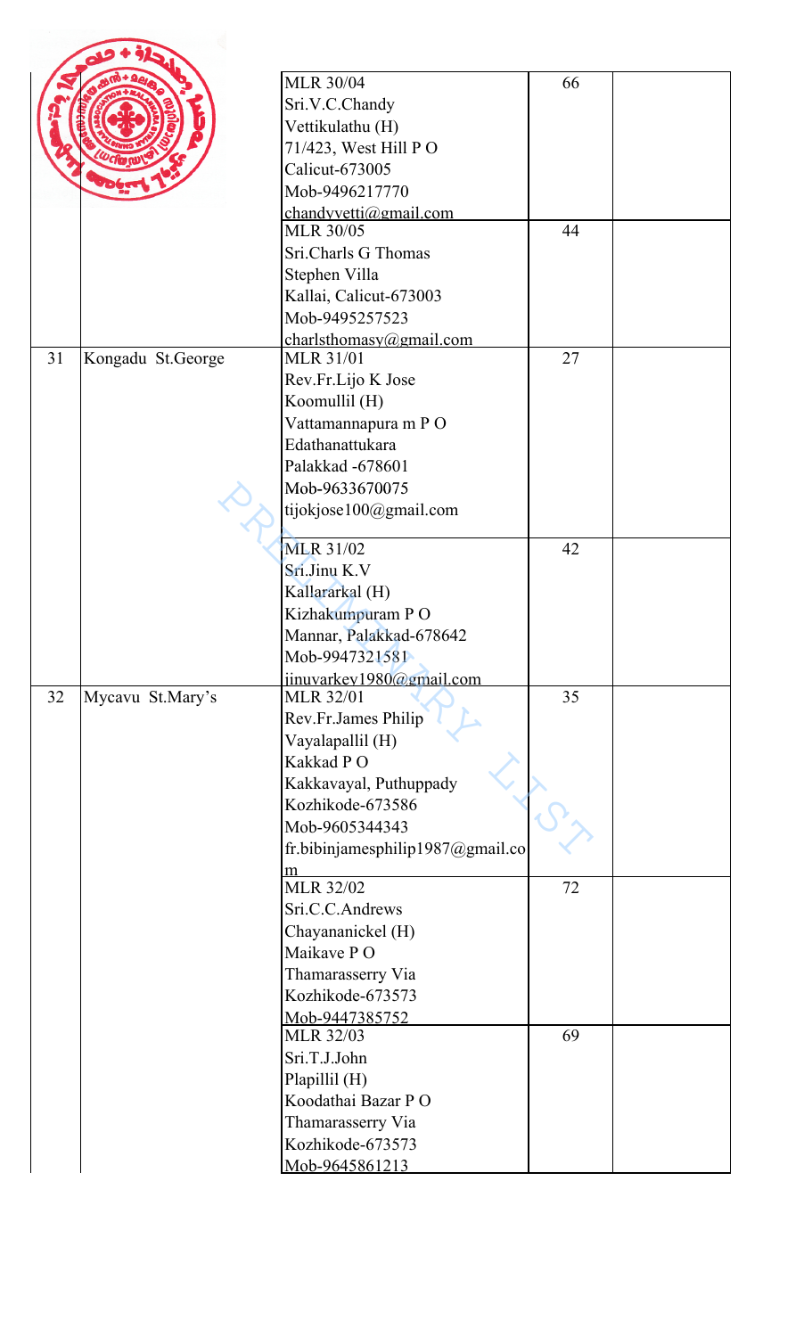| | | | | |
|---|---|---|---|---|
| | | MLR 30/04<br>Sri.V.C.Chandy<br>Vettikulathu (H)<br>71/423, West Hill P O<br>Calicut-673005<br>Mob-9496217770<br>chandyvetti@gmail.com | 66 | |
| | | MLR 30/05<br>Sri.Charls G Thomas<br>Stephen Villa<br>Kallai, Calicut-673003<br>Mob-9495257523<br>charlsthomasy@gmail.com | 44 | |
| 31 | Kongadu St.George | MLR 31/01<br>Rev.Fr.Lijo K Jose<br>Koomullil (H)<br>Vattamannapura m P O<br>Edathanattukara<br>Palakkad -678601<br>Mob-9633670075<br>tijokjose100@gmail.com | 27 | |
| | | MLR 31/02<br>Sri.Jinu K.V<br>Kallararkal (H)<br>Kizhakumpuram P O<br>Mannar, Palakkad-678642<br>Mob-9947321581<br>jinuvarkey1980@gmail.com | 42 | |
| 32 | Mycavu St.Mary's | MLR 32/01<br>Rev.Fr.James Philip<br>Vayalapallil (H)<br>Kakkad P O<br>Kakkavayal, Puthuppady<br>Kozhikode-673586<br>Mob-9605344343<br>fr.bibinjamesphilip1987@gmail.com | 35 | |
| | | MLR 32/02<br>Sri.C.C.Andrews<br>Chayananickel (H)<br>Maikave P O<br>Thamarasserry Via<br>Kozhikode-673573<br>Mob-9447385752 | 72 | |
| | | MLR 32/03<br>Sri.T.J.John<br>Plapillil (H)<br>Koodathai Bazar P O<br>Thamarasserry Via<br>Kozhikode-673573<br>Mob-9645861213 | 69 | |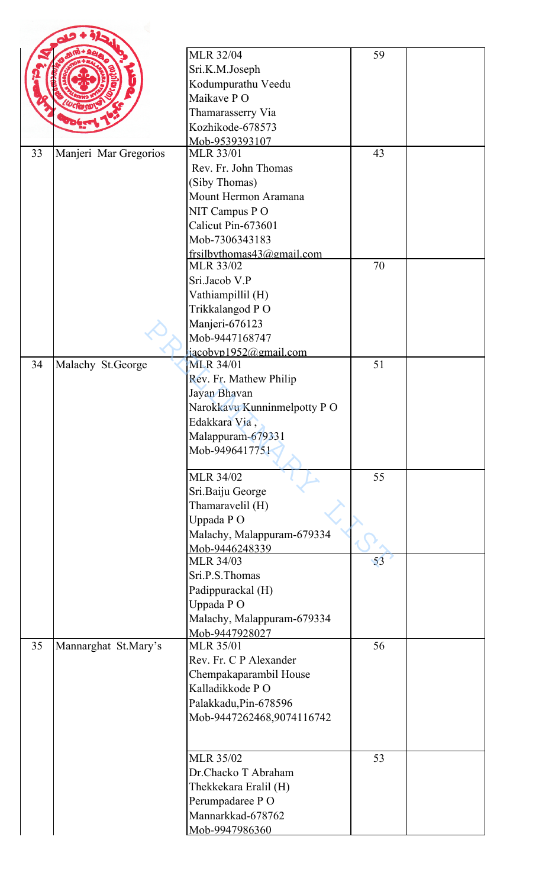| | | | | |
|---|---|---|---|---|
| | | MLR 32/04<br>Sri.K.M.Joseph<br>Kodumpurathu Veedu<br>Maikave P O<br>Thamarasserry Via<br>Kozhikode-678573<br>Mob-9539393107 | 59 | |
| 33 | Manjeri Mar Gregorios | MLR 33/01<br>Rev. Fr. John Thomas<br>(Siby Thomas)<br>Mount Hermon Aramana<br>NIT Campus P O<br>Calicut Pin-673601<br>Mob-7306343183<br>frsilbythomas43@gmail.com | 43 | |
| | | MLR 33/02<br>Sri.Jacob V.P<br>Vathiampillil (H)<br>Trikkalangod P O<br>Manjeri-676123<br>Mob-9447168747<br>jacobvp1952@gmail.com | 70 | |
| 34 | Malachy St.George | MLR 34/01<br>Rev. Fr. Mathew Philip<br>Jayan Bhavan<br>Narokkavu Kunninmelpotty P O<br>Edakkara Via ,<br>Malappuram-679331<br>Mob-9496417751 | 51 | |
| | | MLR 34/02<br>Sri.Baiju George<br>Thamaravelil (H)<br>Uppada P O<br>Malachy, Malappuram-679334<br>Mob-9446248339 | 55 | |
| | | MLR 34/03<br>Sri.P.S.Thomas<br>Padippurackal (H)<br>Uppada P O<br>Malachy, Malappuram-679334<br>Mob-9447928027 | 53 | |
| 35 | Mannarghat St.Mary's | MLR 35/01<br>Rev. Fr. C P Alexander<br>Chempakaparambil House<br>Kalladikkode P O<br>Palakkadu,Pin-678596<br>Mob-9447262468,9074116742 | 56 | |
| | | MLR 35/02<br>Dr.Chacko T Abraham<br>Thekkekara Eralil (H)<br>Perumpadaree P O<br>Mannarkkad-678762<br>Mob-9947986360 | 53 | |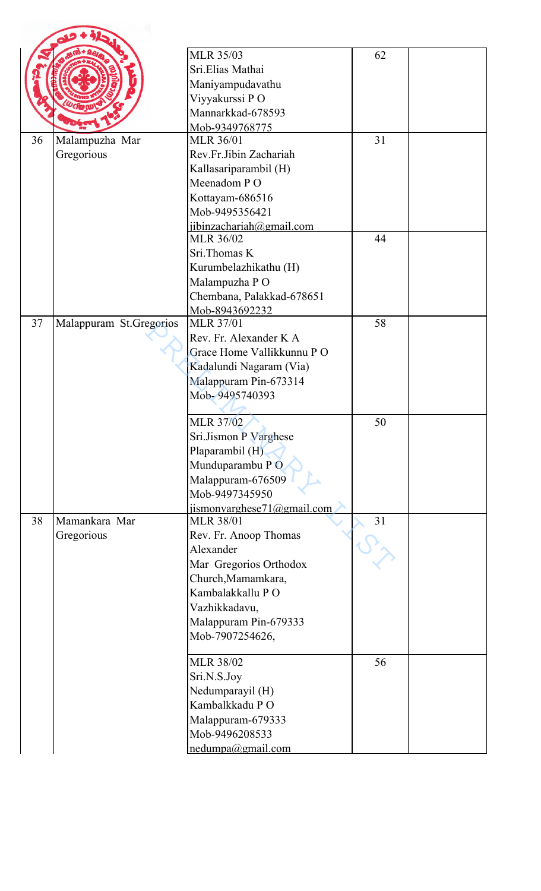| | | | | |
|---|---|---|---|---|
| | | MLR 35/03<br>Sri.Elias Mathai<br>Maniyampudavathu<br>Viyyakurssi P O<br>Mannarkkad-678593<br>Mob-9349768775 | 62 | |
| 36 | Malampuzha Mar Gregorious | MLR 36/01<br>Rev.Fr.Jibin Zachariah<br>Kallasariparambil (H)<br>Meenadom P O<br>Kottayam-686516<br>Mob-9495356421<br>jibinzachariah@gmail.com | 31 | |
| | | MLR 36/02<br>Sri.Thomas K<br>Kurumbelazhikathu (H)<br>Malampuzha P O<br>Chembana, Palakkad-678651<br>Mob-8943692232 | 44 | |
| 37 | Malappuram St.Gregorios | MLR 37/01<br>Rev. Fr. Alexander K A<br>Grace Home Vallikkunnu P O<br>Kadalundi Nagaram (Via)<br>Malappuram Pin-673314<br>Mob- 9495740393 | 58 | |
| | | MLR 37/02<br>Sri.Jismon P Varghese<br>Plaparambil (H)<br>Munduparambu P O<br>Malappuram-676509<br>Mob-9497345950<br>jismonvarghese71@gmail.com | 50 | |
| 38 | Mamankara Mar Gregorious | MLR 38/01<br>Rev. Fr. Anoop Thomas Alexander<br>Mar Gregorios Orthodox Church,Mamamkara,<br>Kambalakkallu P O<br>Vazhikkadavu,<br>Malappuram Pin-679333<br>Mob-7907254626, | 31 | |
| | | MLR 38/02<br>Sri.N.S.Joy<br>Nedumparayil (H)<br>Kambalkkadu P O<br>Malappuram-679333<br>Mob-9496208533<br>nedumpa@gmail.com | 56 | |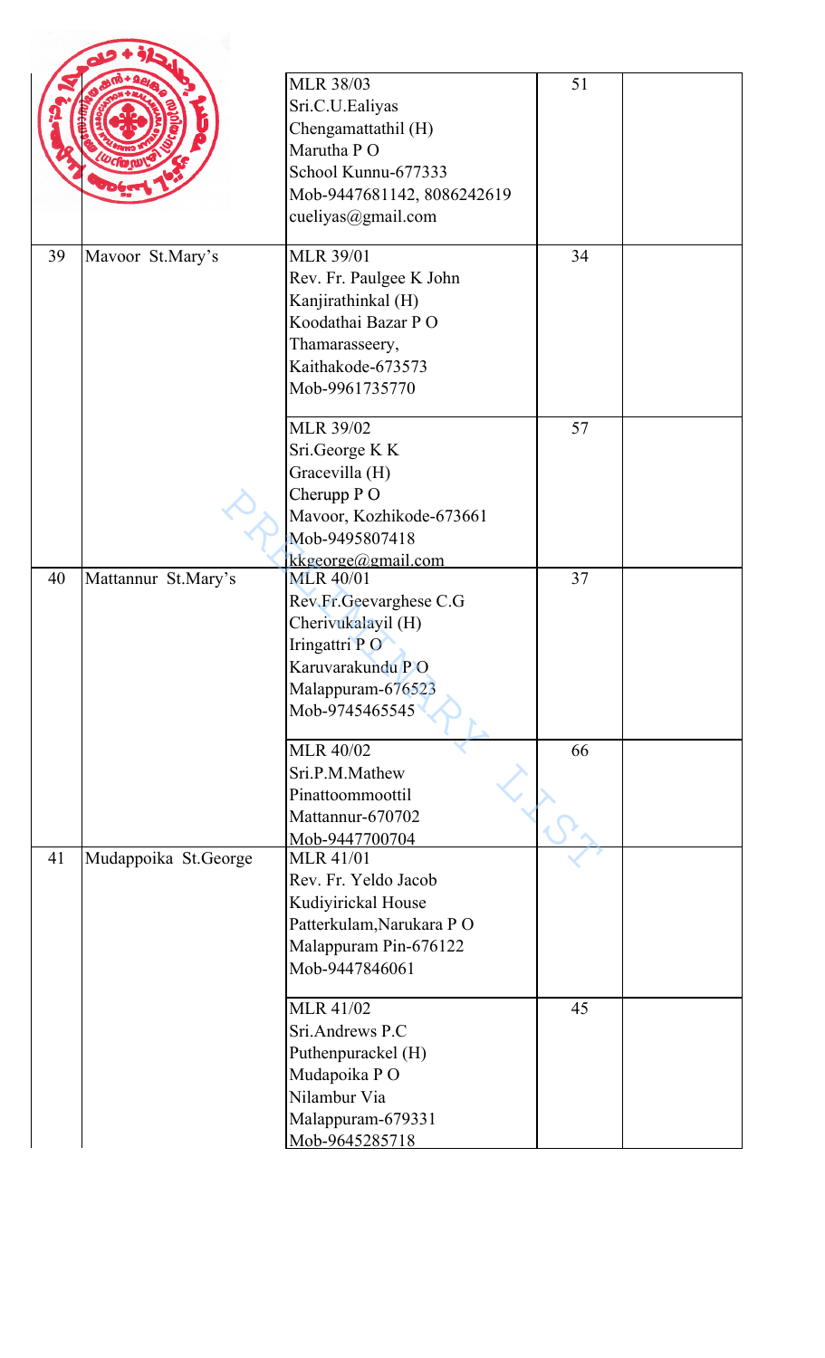| | | | | |
|---|---|---|---|---|
| | | MLR 38/03<br>Sri.C.U.Ealiyas<br>Chengamattathil (H)<br>Marutha P O<br>School Kunnu-677333<br>Mob-9447681142, 8086242619<br>cueliyas@gmail.com | 51 | |
| 39 | Mavoor St.Mary's | MLR 39/01<br>Rev. Fr. Paulgee K John<br>Kanjirathinkal (H)<br>Koodathai Bazar P O<br>Thamarasseery,<br>Kaithakode-673573<br>Mob-9961735770 | 34 | |
| | | MLR 39/02<br>Sri.George K K<br>Gracevilla (H)<br>Cherupp P O<br>Mavoor, Kozhikode-673661<br>Mob-9495807418<br>kkgeorge@gmail.com | 57 | |
| 40 | Mattannur St.Mary's | MLR 40/01<br>Rev.Fr.Geevarghese C.G<br>Cherivukalayil (H)<br>Iringattri P O<br>Karuvarakundu P O<br>Malappuram-676523<br>Mob-9745465545 | 37 | |
| | | MLR 40/02<br>Sri.P.M.Mathew<br>Pinattoommoottil<br>Mattannur-670702<br>Mob-9447700704 | 66 | |
| 41 | Mudappoika St.George | MLR 41/01<br>Rev. Fr. Yeldo Jacob<br>Kudiyirickal House<br>Patterkulam,Narukara P O<br>Malappuram Pin-676122<br>Mob-9447846061 | | |
| | | MLR 41/02<br>Sri.Andrews P.C<br>Puthenpurackel (H)<br>Mudapoika P O<br>Nilambur Via<br>Malappuram-679331<br>Mob-9645285718 | 45 | |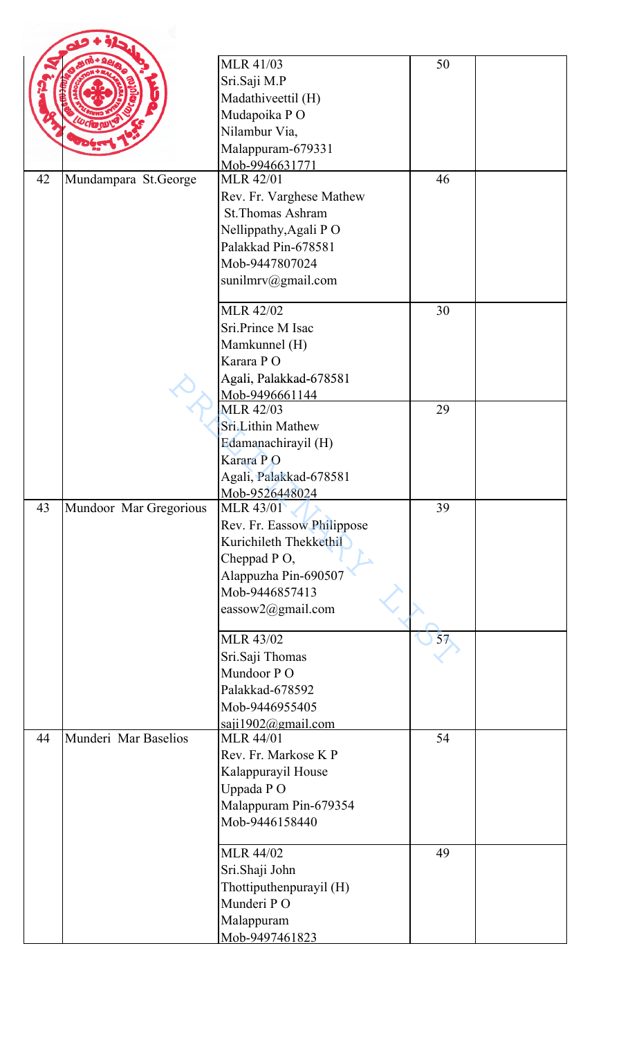| | | | | |
|---|---|---|---|---|
| | | MLR 41/03<br>Sri.Saji M.P<br>Madathiveettil (H)<br>Mudapoika P O<br>Nilambur Via,<br>Malappuram-679331<br>Mob-9946631771 | 50 | |
| 42 | Mundampara St.George | MLR 42/01<br>Rev. Fr. Varghese Mathew<br>St.Thomas Ashram<br>Nellippathy,Agali P O<br>Palakkad Pin-678581<br>Mob-9447807024<br>sunilmrv@gmail.com | 46 | |
| | | MLR 42/02<br>Sri.Prince M Isac<br>Mamkunnel (H)<br>Karara P O<br>Agali, Palakkad-678581<br>Mob-9496661144 | 30 | |
| | | MLR 42/03<br>Sri.Lithin Mathew<br>Edamanachirayil (H)<br>Karara P O<br>Agali, Palakkad-678581<br>Mob-9526448024 | 29 | |
| 43 | Mundoor Mar Gregorious | MLR 43/01<br>Rev. Fr. Eassow Philippose<br>Kurichileth Thekkethil<br>Cheppad P O,<br>Alappuzha Pin-690507<br>Mob-9446857413<br>eassow2@gmail.com | 39 | |
| | | MLR 43/02<br>Sri.Saji Thomas<br>Mundoor P O<br>Palakkad-678592<br>Mob-9446955405<br>saji1902@gmail.com | 57 | |
| 44 | Munderi Mar Baselios | MLR 44/01<br>Rev. Fr. Markose K P<br>Kalappurayil House<br>Uppada P O<br>Malappuram Pin-679354<br>Mob-9446158440 | 54 | |
| | | MLR 44/02<br>Sri.Shaji John<br>Thottiputhenpurayil (H)<br>Munderi P O<br>Malappuram<br>Mob-9497461823 | 49 | |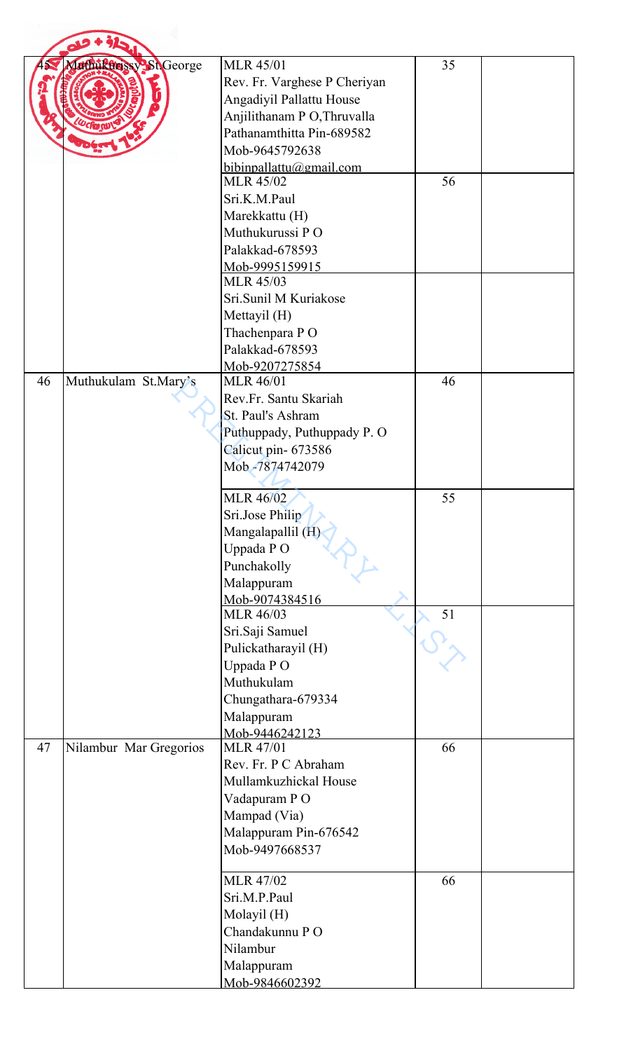| 45 | Muthukurissy St.George | MLR 45/01<br>Rev. Fr. Varghese P Cheriyan<br>Angadiyil Pallattu House<br>Anjilithanam P O,Thruvalla<br>Pathanamthitta Pin-689582<br>Mob-9645792638<br>bibinpallattu@gmail.com | 35 | |
|---|---|---|---|---|
| | | MLR 45/02<br>Sri.K.M.Paul<br>Marekkattu (H)<br>Muthukurussi P O<br>Palakkad-678593<br>Mob-9995159915 | 56 | |
| | | MLR 45/03<br>Sri.Sunil M Kuriakose<br>Mettayil (H)<br>Thachenpara P O<br>Palakkad-678593<br>Mob-9207275854 | | |
| 46 | Muthukulam St.Mary's | MLR 46/01<br>Rev.Fr. Santu Skariah<br>St. Paul's Ashram<br>Puthuppady, Puthuppady P. O<br>Calicut pin- 673586<br>Mob -7874742079 | 46 | |
| | | MLR 46/02<br>Sri.Jose Philip<br>Mangalapallil (H)<br>Uppada P O<br>Punchakolly<br>Malappuram<br>Mob-9074384516 | 55 | |
| | | MLR 46/03<br>Sri.Saji Samuel<br>Pulickatharayil (H)<br>Uppada P O<br>Muthukulam<br>Chungathara-679334<br>Malappuram<br>Mob-9446242123 | 51 | |
| 47 | Nilambur Mar Gregorios | MLR 47/01<br>Rev. Fr. P C Abraham<br>Mullamkuzhickal House<br>Vadapuram P O<br>Mampad (Via)<br>Malappuram Pin-676542<br>Mob-9497668537 | 66 | |
| | | MLR 47/02<br>Sri.M.P.Paul<br>Molayil (H)<br>Chandakunnu P O<br>Nilambur<br>Malappuram<br>Mob-9846602392 | 66 | |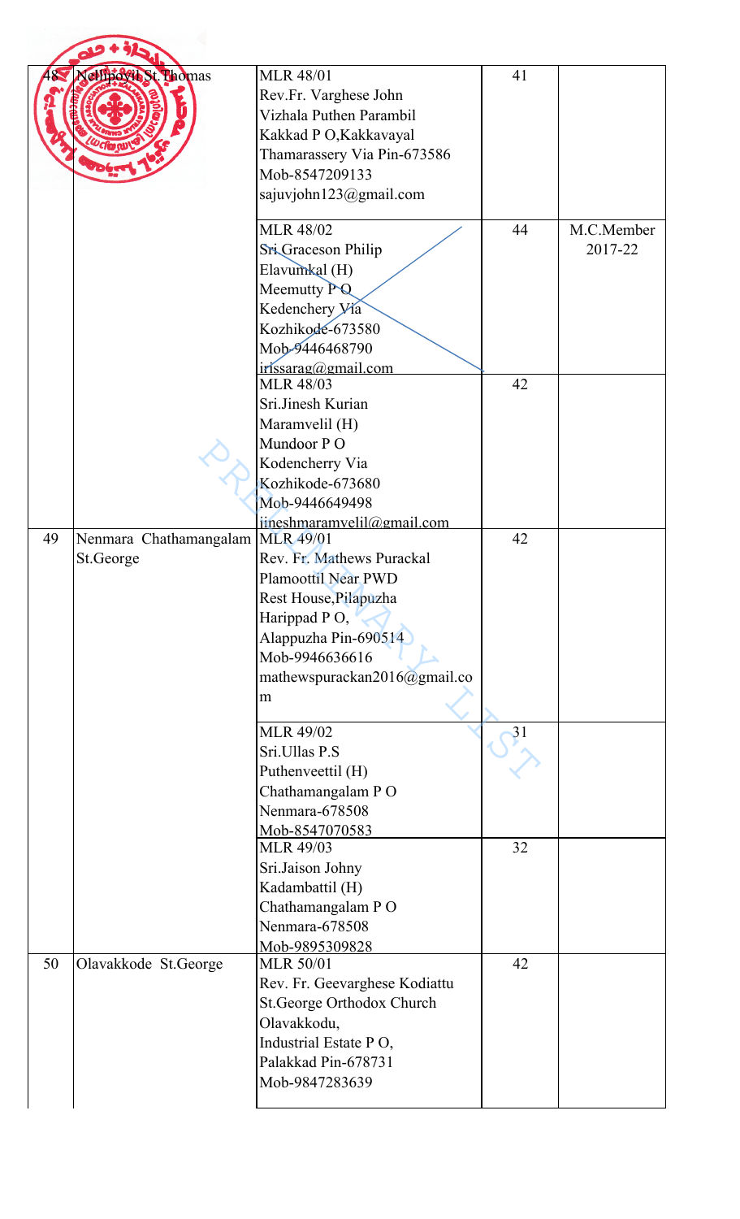| | | | | |
|---|---|---|---|---|
| 48 | Nellipoyil St.Thomas | MLR 48/01<br>Rev.Fr. Varghese John<br>Vizhala Puthen Parambil<br>Kakkad P O,Kakkavayal<br>Thamarassery Via Pin-673586<br>Mob-8547209133<br>sajuvjohn123@gmail.com | 41 | |
| | | MLR 48/02<br>Sri.Graceson Philip<br>Elavumkal (H)<br>Meemutty P O<br>Kedenchery Via<br>Kozhikode-673580<br>Mob-9446468790<br>irissarag@gmail.com | 44 | M.C.Member 2017-22 |
| | | MLR 48/03<br>Sri.Jinesh Kurian<br>Maramvelil (H)<br>Mundoor P O<br>Kodencherry Via<br>Kozhikode-673680<br>Mob-9446649498<br>jineshmaramvelil@gmail.com | 42 | |
| 49 | Nenmara Chathamangalam St.George | MLR 49/01<br>Rev. Fr. Mathews Purackal<br>Plamoottil Near PWD<br>Rest House,Pilapuzha<br>Harippad P O,<br>Alappuzha Pin-690514<br>Mob-9946636616<br>mathewspurackan2016@gmail.com | 42 | |
| | | MLR 49/02<br>Sri.Ullas P.S<br>Puthenveettil (H)<br>Chathamangalam P O<br>Nenmara-678508<br>Mob-8547070583 | 31 | |
| | | MLR 49/03<br>Sri.Jaison Johny<br>Kadambattil (H)<br>Chathamangalam P O<br>Nenmara-678508<br>Mob-9895309828 | 32 | |
| 50 | Olavakkode St.George | MLR 50/01<br>Rev. Fr. Geevarghese Kodiattu<br>St.George Orthodox Church<br>Olavakkodu,<br>Industrial Estate P O,<br>Palakkad Pin-678731<br>Mob-9847283639 | 42 | |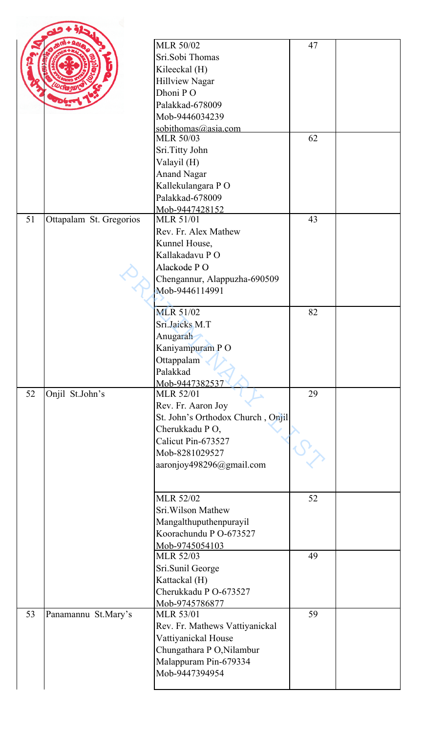| | | | | |
|---|---|---|---|---|
| | | MLR 50/02<br>Sri.Sobi Thomas<br>Kileeckal (H)<br>Hillview Nagar<br>Dhoni P O<br>Palakkad-678009<br>Mob-9446034239<br>sobithomas@asia.com | 47 | |
| | | MLR 50/03<br>Sri.Titty John<br>Valayil (H)<br>Anand Nagar<br>Kallekulangara P O<br>Palakkad-678009<br>Mob-9447428152 | 62 | |
| 51 | Ottapalam St. Gregorios | MLR 51/01<br>Rev. Fr. Alex Mathew<br>Kunnel House,<br>Kallakadavu P O<br>Alackode P O<br>Chengannur, Alappuzha-690509<br>Mob-9446114991 | 43 | |
| | | MLR 51/02<br>Sri.Jaicks M.T<br>Anugarah<br>Kaniyampuram P O<br>Ottappalam<br>Palakkad<br>Mob-9447382537 | 82 | |
| 52 | Onjil St.John's | MLR 52/01<br>Rev. Fr. Aaron Joy<br>St. John's Orthodox Church , Onjil<br>Cherukkadu P O,<br>Calicut Pin-673527<br>Mob-8281029527<br>aaronjoy498296@gmail.com | 29 | |
| | | MLR 52/02<br>Sri.Wilson Mathew<br>Mangalthuputhenpurayil<br>Koorachundu P O-673527<br>Mob-9745054103 | 52 | |
| | | MLR 52/03<br>Sri.Sunil George<br>Kattackal (H)<br>Cherukkadu P O-673527<br>Mob-9745786877 | 49 | |
| 53 | Panamannu St.Mary's | MLR 53/01<br>Rev. Fr. Mathews Vattiyanickal<br>Vattiyanickal House<br>Chungathara P O,Nilambur<br>Malappuram Pin-679334<br>Mob-9447394954 | 59 | |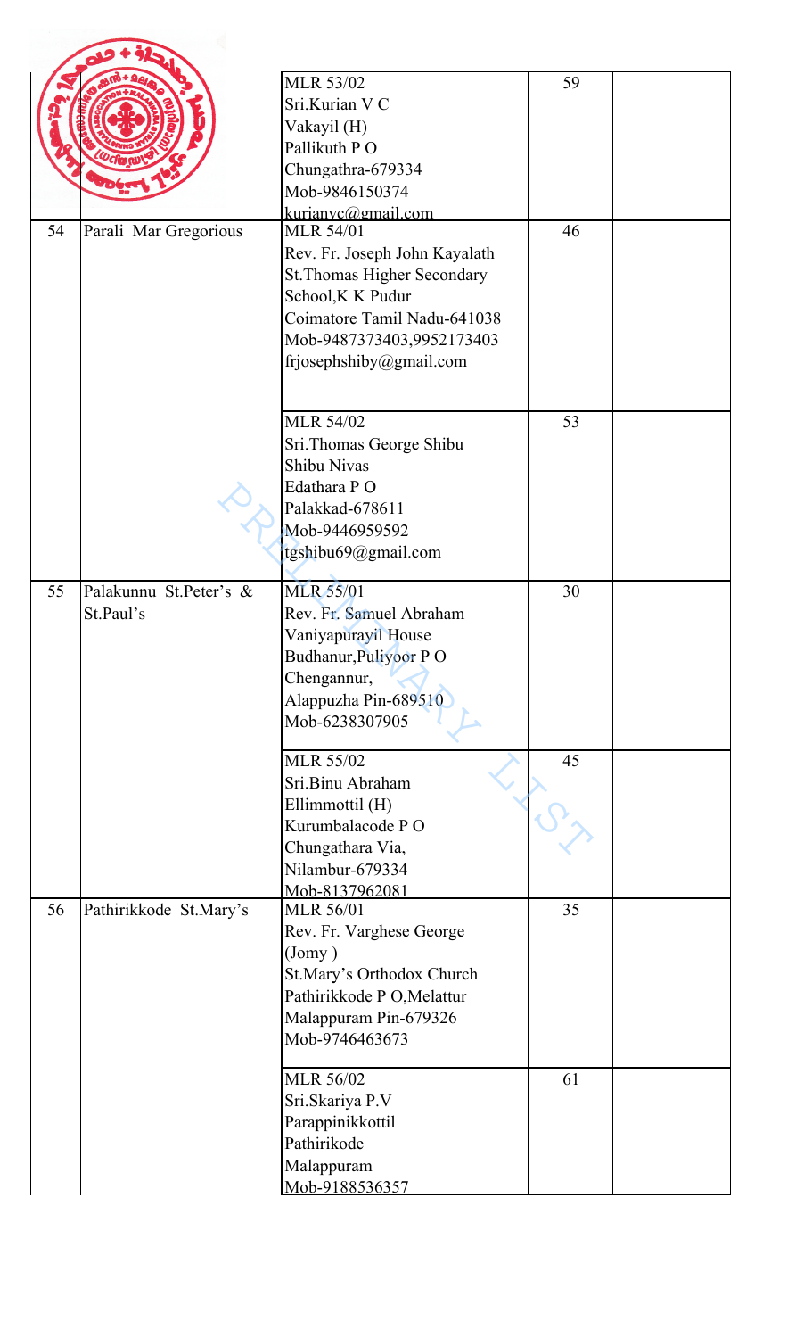| | | | | |
|---|---|---|---|---|
| | | MLR 53/02<br>Sri.Kurian V C<br>Vakayil (H)<br>Pallikuth P O<br>Chungathra-679334<br>Mob-9846150374<br>kurianvc@gmail.com | 59 | |
| 54 | Parali Mar Gregorious | MLR 54/01<br>Rev. Fr. Joseph John Kayalath<br>St.Thomas Higher Secondary School,K K Pudur<br>Coimatore Tamil Nadu-641038<br>Mob-9487373403,9952173403<br>frjosephshiby@gmail.com | 46 | |
| | | MLR 54/02<br>Sri.Thomas George Shibu<br>Shibu Nivas<br>Edathara P O<br>Palakkad-678611<br>Mob-9446959592<br>tgshibu69@gmail.com | 53 | |
| 55 | Palakunnu St.Peter's & St.Paul's | MLR 55/01<br>Rev. Fr. Samuel Abraham<br>Vaniyapurayil House<br>Budhanur,Puliyoor P O<br>Chengannur,<br>Alappuzha Pin-689510<br>Mob-6238307905 | 30 | |
| | | MLR 55/02<br>Sri.Binu Abraham<br>Ellimmottil (H)<br>Kurumbalacode P O<br>Chungathara Via,<br>Nilambur-679334<br>Mob-8137962081 | 45 | |
| 56 | Pathirikkode St.Mary's | MLR 56/01<br>Rev. Fr. Varghese George (Jomy )<br>St.Mary's Orthodox Church<br>Pathirikkode P O,Melattur<br>Malappuram Pin-679326<br>Mob-9746463673 | 35 | |
| | | MLR 56/02<br>Sri.Skariya P.V<br>Parappinikkottil<br>Pathirikode<br>Malappuram<br>Mob-9188536357 | 61 | |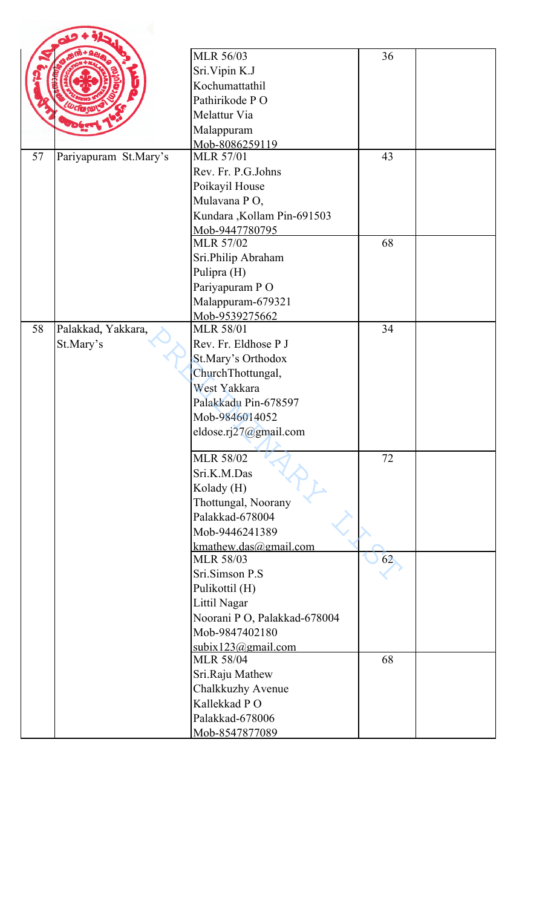| | | | | |
|---|---|---|---|---|
| | | MLR 56/03<br>Sri.Vipin K.J<br>Kochumattathil<br>Pathirikode P O<br>Melattur Via<br>Malappuram<br>Mob-8086259119 | 36 | |
| 57 | Pariyapuram St.Mary's | MLR 57/01<br>Rev. Fr. P.G.Johns<br>Poikayil House<br>Mulavana P O,<br>Kundara ,Kollam Pin-691503<br>Mob-9447780795 | 43 | |
| | | MLR 57/02<br>Sri.Philip Abraham<br>Pulipra (H)<br>Pariyapuram P O<br>Malappuram-679321<br>Mob-9539275662 | 68 | |
| 58 | Palakkad, Yakkara, St.Mary's | MLR 58/01<br>Rev. Fr. Eldhose P J<br>St.Mary's Orthodox ChurchThottungal,<br>West Yakkara<br>Palakkadu Pin-678597<br>Mob-9846014052<br>eldose.rj27@gmail.com | 34 | |
| | | MLR 58/02<br>Sri.K.M.Das<br>Kolady (H)<br>Thottungal, Noorany<br>Palakkad-678004<br>Mob-9446241389<br>kmathew.das@gmail.com | 72 | |
| | | MLR 58/03<br>Sri.Simson P.S<br>Pulikottil (H)<br>Littil Nagar<br>Noorani P O, Palakkad-678004<br>Mob-9847402180<br>subix123@gmail.com | 62 | |
| | | MLR 58/04<br>Sri.Raju Mathew<br>Chalkkuzhy Avenue<br>Kallekkad P O<br>Palakkad-678006<br>Mob-8547877089 | 68 | |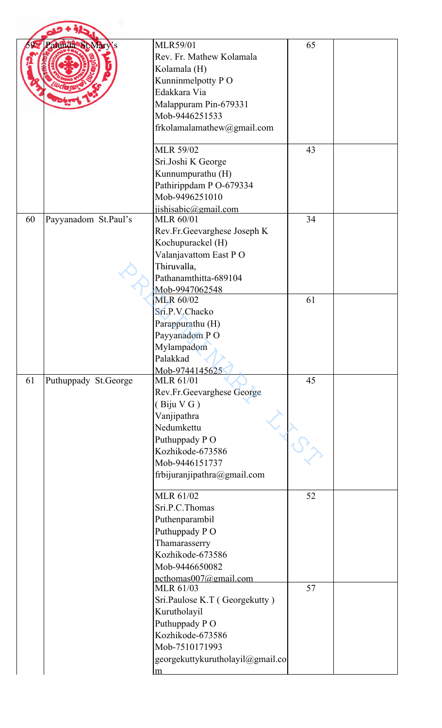| 59 | Pahunda St.Mary's | MLR59/01<br>Rev. Fr. Mathew Kolamala<br>Kolamala (H)<br>Kunninmelpotty P O<br>Edakkara Via<br>Malappuram Pin-679331<br>Mob-9446251533<br>frkolamalamathew@gmail.com | 65 | |
|---|---|---|---|---|
| | | MLR 59/02<br>Sri.Joshi K George<br>Kunnumpurathu (H)<br>Pathirippdam P O-679334<br>Mob-9496251010<br>jishisabic@gmail.com | 43 | |
| 60 | Payyanadom St.Paul's | MLR 60/01<br>Rev.Fr.Geevarghese Joseph K<br>Kochupurackel (H)<br>Valanjavattom East P O<br>Thiruvalla,<br>Pathanamthitta-689104<br>Mob-9947062548 | 34 | |
| | | MLR 60/02<br>Sri.P.V.Chacko<br>Parappurathu (H)<br>Payyanadom P O<br>Mylampadom<br>Palakkad<br>Mob-9744145625 | 61 | |
| 61 | Puthuppady St.George | MLR 61/01<br>Rev.Fr.Geevarghese George<br>( Biju V G )<br>Vanjipathra<br>Nedumkettu<br>Puthuppady P O<br>Kozhikode-673586<br>Mob-9446151737<br>frbijuranjipathra@gmail.com | 45 | |
| | | MLR 61/02<br>Sri.P.C.Thomas<br>Puthenparambil<br>Puthuppady P O<br>Thamarasserry<br>Kozhikode-673586<br>Mob-9446650082<br>pcthomas007@gmail.com | 52 | |
| | | MLR 61/03<br>Sri.Paulose K.T ( Georgekutty )<br>Kurutholayil<br>Puthuppady P O<br>Kozhikode-673586<br>Mob-7510171993<br>georgekuttykurutholayil@gmail.com | 57 | |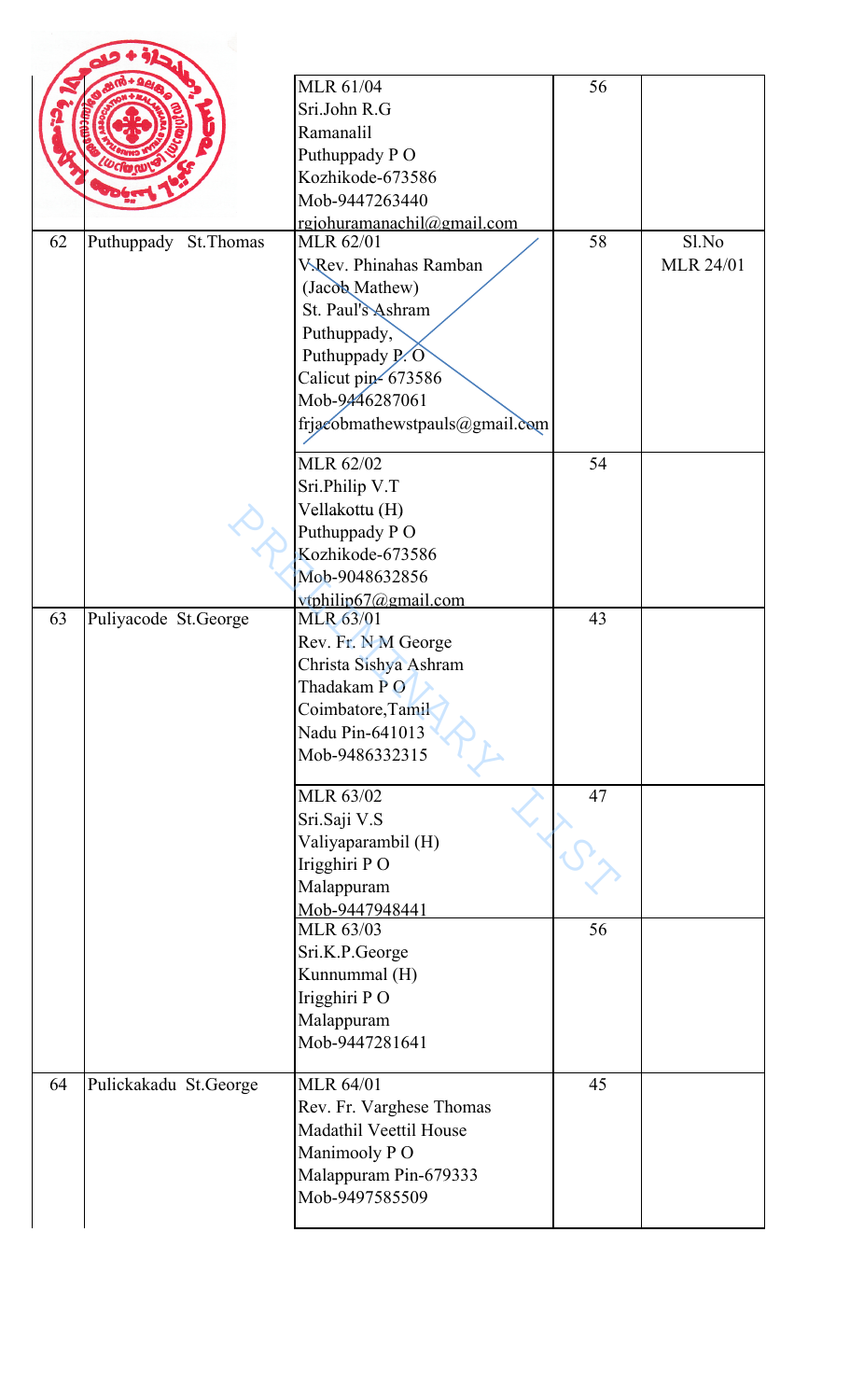| | | | | |
|---|---|---|---|---|
| | | MLR 61/04<br>Sri.John R.G<br>Ramanalil<br>Puthuppady P O<br>Kozhikode-673586<br>Mob-9447263440<br>rgjohuramanachil@gmail.com | 56 | |
| 62 | Puthuppady St.Thomas | MLR 62/01<br>V.Rev. Phinahas Ramban<br>(Jacob Mathew)<br>St. Paul's Ashram<br>Puthuppady,<br>Puthuppady P. O<br>Calicut pin- 673586<br>Mob-9446287061<br>frjacobmathewstpauls@gmail.com | 58 | Sl.No<br>MLR 24/01 |
| | | MLR 62/02<br>Sri.Philip V.T<br>Vellakottu (H)<br>Puthuppady P O<br>Kozhikode-673586<br>Mob-9048632856<br>vtphilip67@gmail.com | 54 | |
| 63 | Puliyacode St.George | MLR 63/01<br>Rev. Fr. N M George<br>Christa Sishya Ashram<br>Thadakam P O<br>Coimbatore,Tamil Nadu Pin-641013<br>Mob-9486332315 | 43 | |
| | | MLR 63/02<br>Sri.Saji V.S<br>Valiyaparambil (H)<br>Irigghiri P O<br>Malappuram<br>Mob-9447948441 | 47 | |
| | | MLR 63/03<br>Sri.K.P.George<br>Kunnummal (H)<br>Irigghiri P O<br>Malappuram<br>Mob-9447281641 | 56 | |
| 64 | Pulickakadu St.George | MLR 64/01<br>Rev. Fr. Varghese Thomas<br>Madathil Veettil House<br>Manimooly P O<br>Malappuram Pin-679333<br>Mob-9497585509 | 45 | |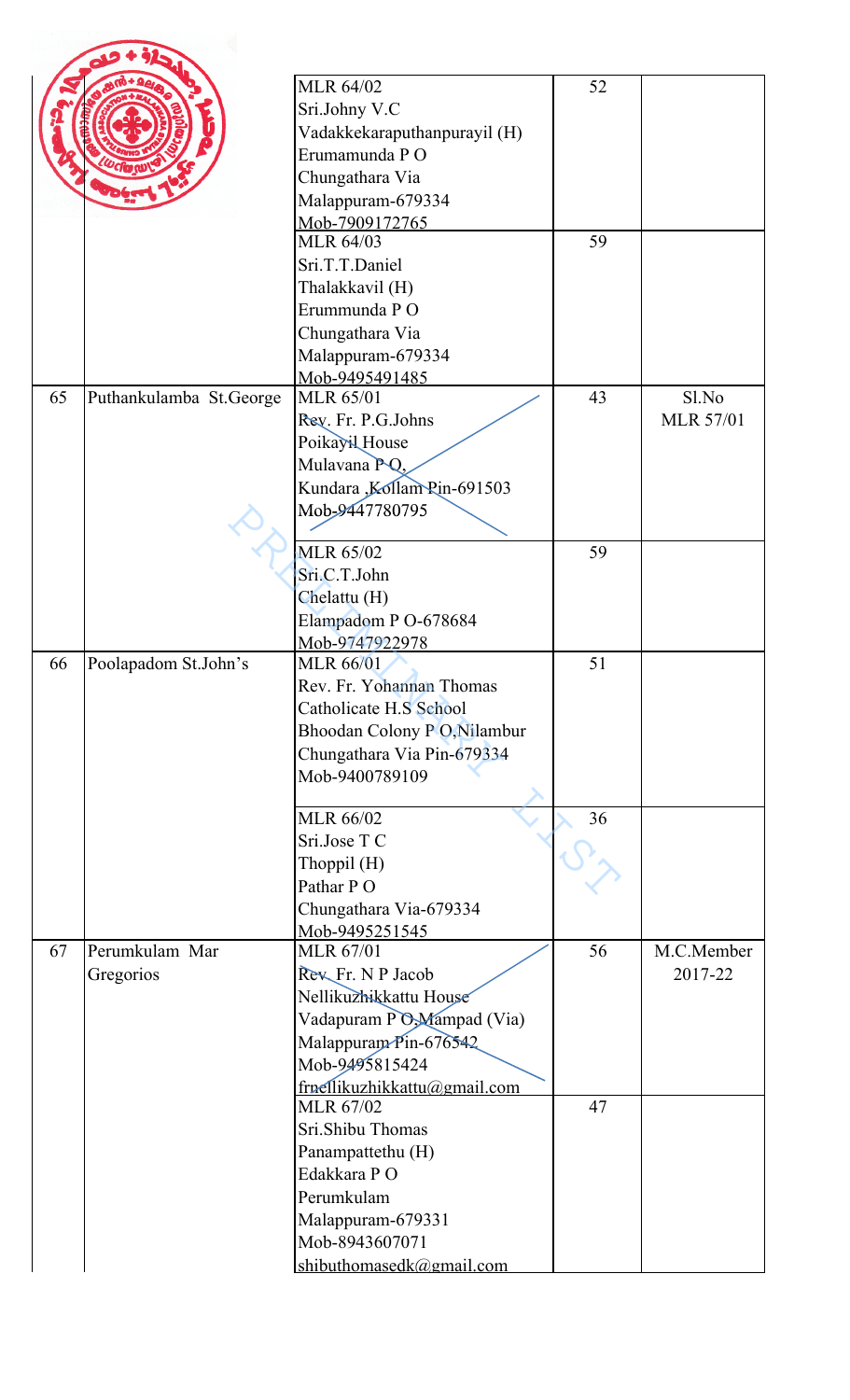| | | | | |
|---|---|---|---|---|
| | | MLR 64/02<br>Sri.Johny V.C<br>Vadakkekaraputhanpurayil (H)<br>Erumamunda P O<br>Chungathara Via<br>Malappuram-679334<br>Mob-7909172765 | 52 | |
| | | MLR 64/03<br>Sri.T.T.Daniel<br>Thalakkavil (H)<br>Erummunda P O<br>Chungathara Via<br>Malappuram-679334<br>Mob-9495491485 | 59 | |
| 65 | Puthankulamba St.George | MLR 65/01<br>Rev. Fr. P.G.Johns<br>Poikayil House<br>Mulavana P O,<br>Kundara ,Kollam Pin-691503<br>Mob-9447780795 | 43 | Sl.No MLR 57/01 |
| | | MLR 65/02<br>Sri.C.T.John<br>Chelattu (H)<br>Elampadom P O-678684<br>Mob-9747922978 | 59 | |
| 66 | Poolapadom St.John's | MLR 66/01<br>Rev. Fr. Yohannan Thomas<br>Catholicate H.S School<br>Bhoodan Colony P O,Nilambur<br>Chungathara Via Pin-679334<br>Mob-9400789109 | 51 | |
| | | MLR 66/02<br>Sri.Jose T C<br>Thoppil (H)<br>Pathar P O<br>Chungathara Via-679334<br>Mob-9495251545 | 36 | |
| 67 | Perumkulam Mar Gregorios | MLR 67/01<br>Rev. Fr. N P Jacob<br>Nellikuzhikkattu House<br>Vadapuram P O,Mampad (Via)<br>Malappuram Pin-676542<br>Mob-9495815424<br>frnellikuzhikkattu@gmail.com | 56 | M.C.Member 2017-22 |
| | | MLR 67/02<br>Sri.Shibu Thomas<br>Panampattethu (H)<br>Edakkara P O<br>Perumkulam<br>Malappuram-679331<br>Mob-8943607071<br>shibuthomasedk@gmail.com | 47 | |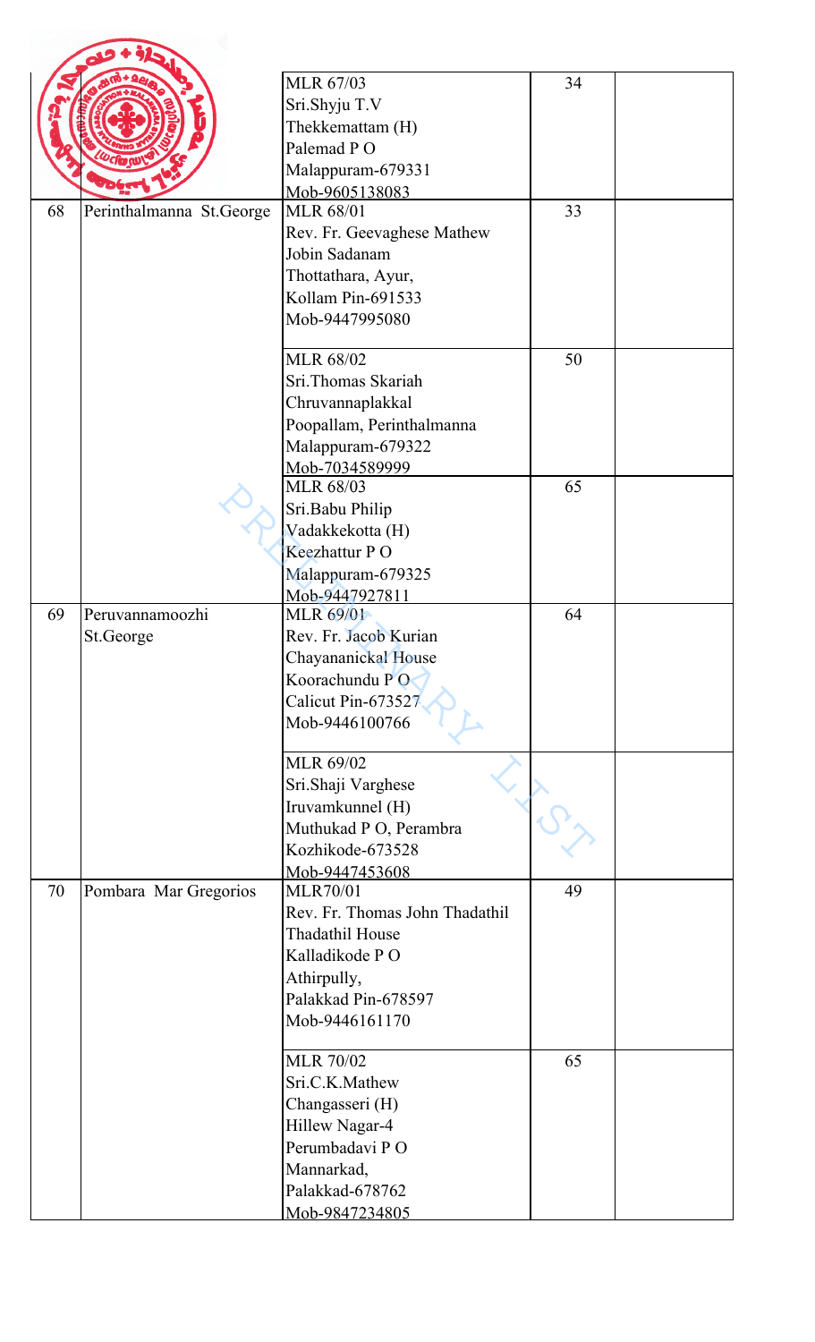| | | | | |
|---|---|---|---|---|
| | | MLR 67/03<br>Sri.Shyju T.V<br>Thekkemattam (H)<br>Palemad P O<br>Malappuram-679331<br>Mob-9605138083 | 34 | |
| 68 | Perinthalmanna St.George | MLR 68/01<br>Rev. Fr. Geevaghese Mathew<br>Jobin Sadanam<br>Thottathara, Ayur,<br>Kollam Pin-691533<br>Mob-9447995080 | 33 | |
| | | MLR 68/02<br>Sri.Thomas Skariah<br>Chruvannaplakkal<br>Poopallam, Perinthalmanna<br>Malappuram-679322<br>Mob-7034589999 | 50 | |
| | | MLR 68/03<br>Sri.Babu Philip<br>Vadakkekotta (H)<br>Keezhattur P O<br>Malappuram-679325<br>Mob-9447927811 | 65 | |
| 69 | Peruvannamoozhi St.George | MLR 69/01<br>Rev. Fr. Jacob Kurian<br>Chayananickal House<br>Koorachundu P O<br>Calicut Pin-673527<br>Mob-9446100766 | 64 | |
| | | MLR 69/02<br>Sri.Shaji Varghese<br>Iruvamkunnel (H)<br>Muthukad P O, Perambra<br>Kozhikode-673528<br>Mob-9447453608 | | |
| 70 | Pombara Mar Gregorios | MLR70/01<br>Rev. Fr. Thomas John Thadathil<br>Thadathil House<br>Kalladikode P O<br>Athirpully,<br>Palakkad Pin-678597<br>Mob-9446161170 | 49 | |
| | | MLR 70/02<br>Sri.C.K.Mathew<br>Changasseri (H)<br>Hillew Nagar-4<br>Perumbadavi P O<br>Mannarkad,<br>Palakkad-678762<br>Mob-9847234805 | 65 | |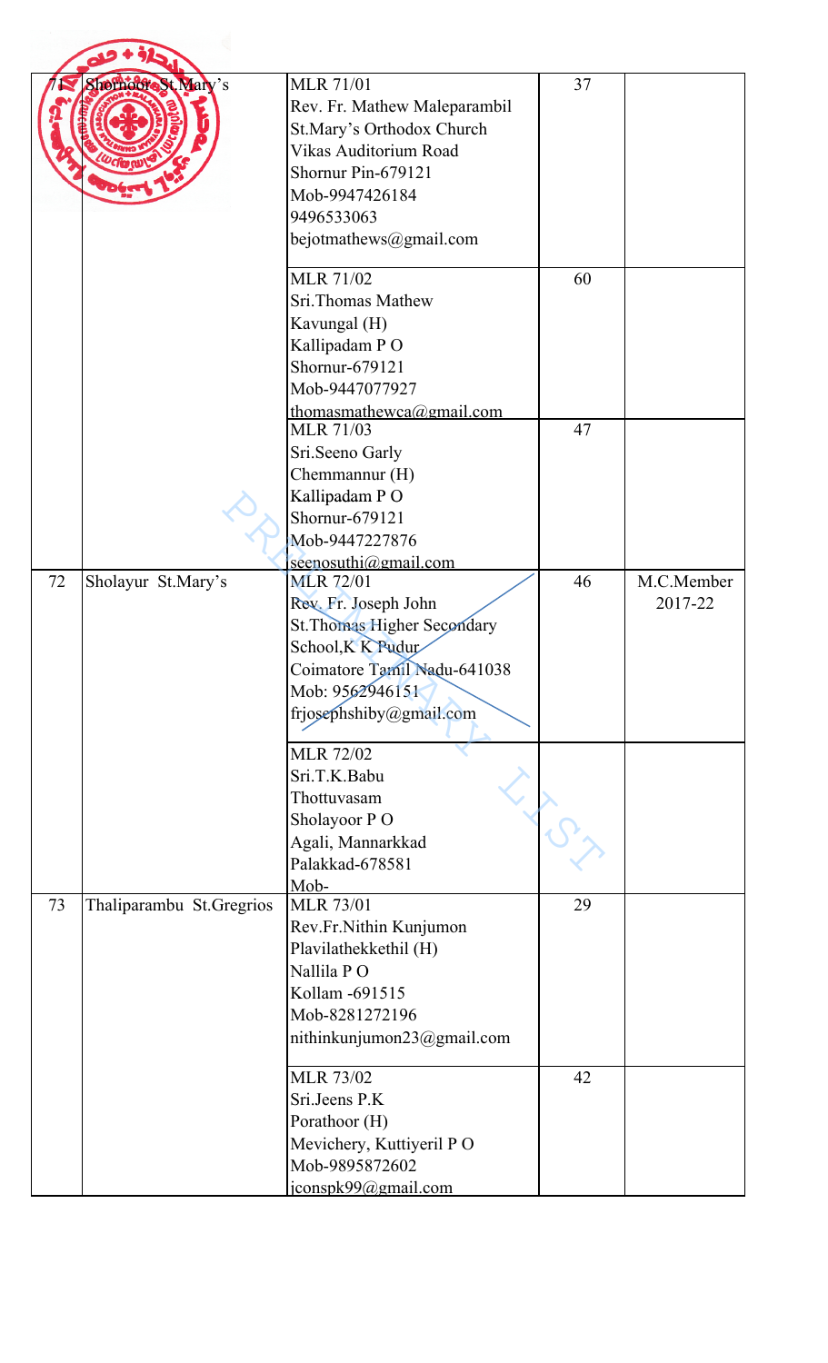| 71 | Shornoor St.Mary's | MLR 71/01<br>Rev. Fr. Mathew Maleparambil<br>St.Mary's Orthodox Church<br>Vikas Auditorium Road<br>Shornur Pin-679121<br>Mob-9947426184<br>9496533063<br>bejotmathews@gmail.com | 37 | |
|---|---|---|---|---|
| | | MLR 71/02<br>Sri.Thomas Mathew<br>Kavungal (H)<br>Kallipadam P O<br>Shornur-679121<br>Mob-9447077927<br>thomasmathewca@gmail.com | 60 | |
| | | MLR 71/03<br>Sri.Seeno Garly<br>Chemmannur (H)<br>Kallipadam P O<br>Shornur-679121<br>Mob-9447227876<br>seenosuthi@gmail.com | 47 | |
| 72 | Sholayur St.Mary's | MLR 72/01<br>Rev. Fr. Joseph John<br>St.Thomas Higher Secondary School,K K Pudur<br>Coimatore Tamil Nadu-641038<br>Mob: 9562946151<br>frjosephshiby@gmail.com | 46 | M.C.Member 2017-22 |
| | | MLR 72/02<br>Sri.T.K.Babu<br>Thottuvasam<br>Sholayoor P O<br>Agali, Mannarkkad<br>Palakkad-678581<br>Mob- | | |
| 73 | Thaliparambu St.Gregrios | MLR 73/01<br>Rev.Fr.Nithin Kunjumon<br>Plavilathekkethil (H)<br>Nallila P O<br>Kollam -691515<br>Mob-8281272196<br>nithinkunjumon23@gmail.com | 29 | |
| | | MLR 73/02<br>Sri.Jeens P.K<br>Porathoor (H)<br>Mevichery, Kuttiyeril P O<br>Mob-9895872602<br>jconspk99@gmail.com | 42 | |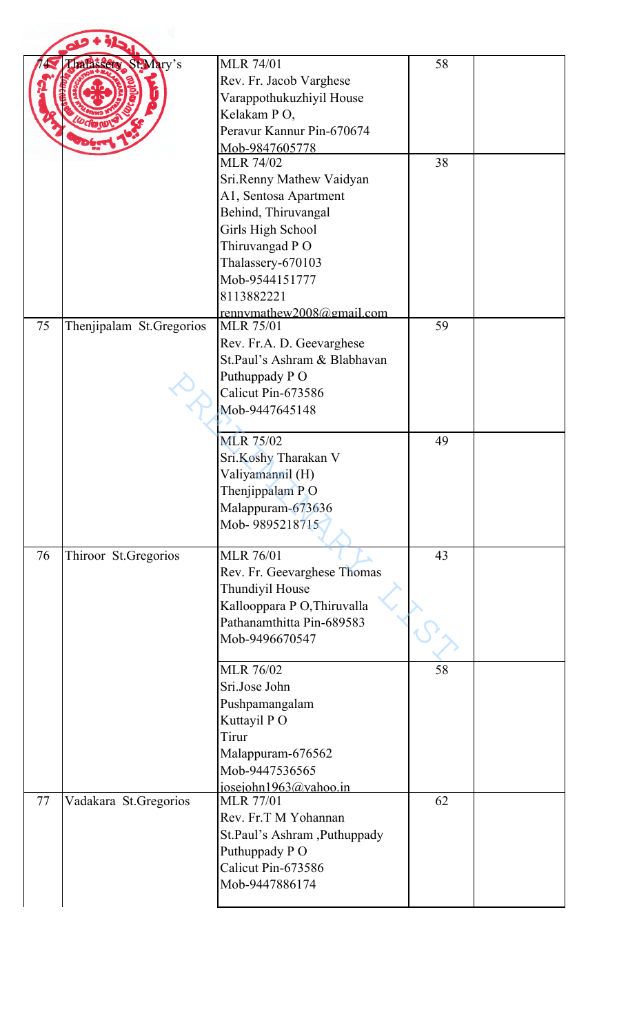| | | | | |
|---|---|---|---|---|
| 74 | Thalassery St.Mary's | MLR 74/01<br>Rev. Fr. Jacob Varghese<br>Varappothukuzhiyil House<br>Kelakam P O,<br>Peravur Kannur Pin-670674<br>Mob-9847605778 | 58 | |
| | | MLR 74/02<br>Sri.Renny Mathew Vaidyan<br>A1, Sentosa Apartment<br>Behind, Thiruvangal<br>Girls High School<br>Thiruvangad P O<br>Thalassery-670103<br>Mob-9544151777<br>8113882221<br>rennymathew2008@gmail.com | 38 | |
| 75 | Thenjipalam St.Gregorios | MLR 75/01<br>Rev. Fr.A. D. Geevarghese<br>St.Paul's Ashram & Blabhavan<br>Puthuppady P O<br>Calicut Pin-673586<br>Mob-9447645148 | 59 | |
| | | MLR 75/02<br>Sri.Koshy Tharakan V<br>Valiyamannil (H)<br>Thenjippalam P O<br>Malappuram-673636<br>Mob- 9895218715 | 49 | |
| 76 | Thiroor St.Gregorios | MLR 76/01<br>Rev. Fr. Geevarghese Thomas<br>Thundiyil House<br>Kallooppara P O,Thiruvalla<br>Pathanamthitta Pin-689583<br>Mob-9496670547 | 43 | |
| | | MLR 76/02<br>Sri.Jose John<br>Pushpamangalam<br>Kuttayil P O<br>Tirur<br>Malappuram-676562<br>Mob-9447536565<br>josejohn1963@yahoo.in | 58 | |
| 77 | Vadakara St.Gregorios | MLR 77/01<br>Rev. Fr.T M Yohannan<br>St.Paul's Ashram ,Puthuppady<br>Puthuppady P O<br>Calicut Pin-673586<br>Mob-9447886174 | 62 | |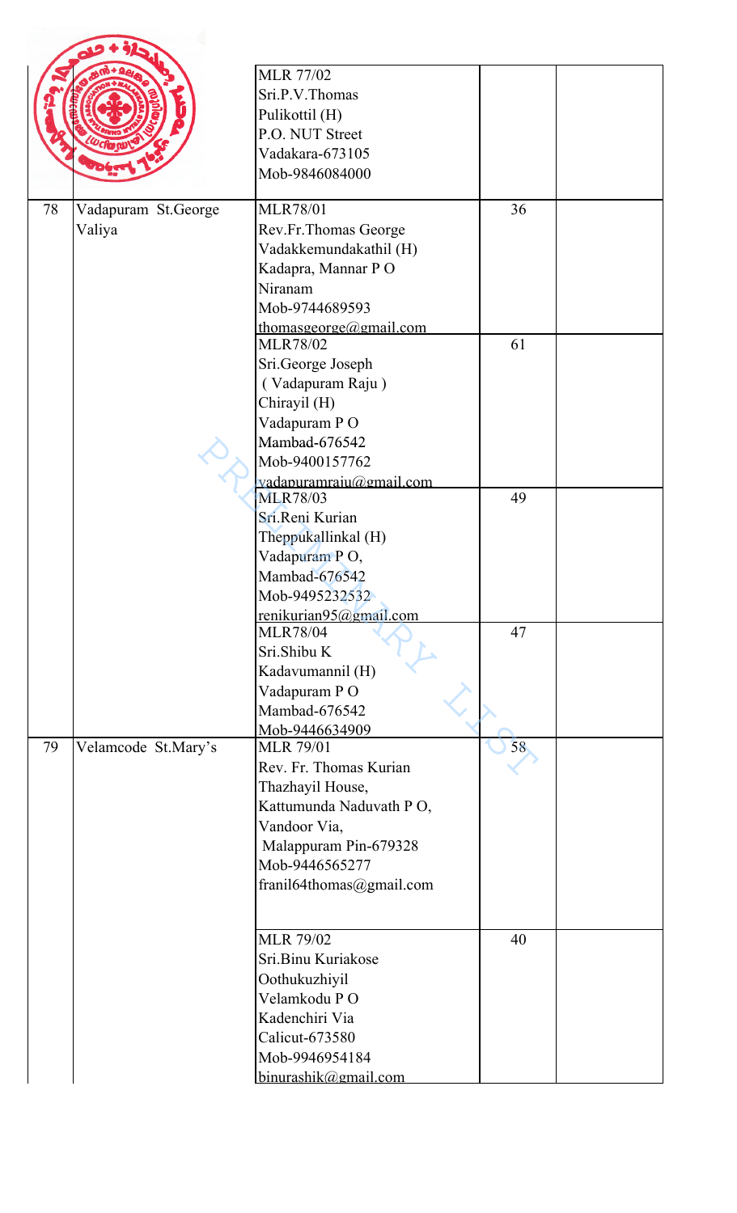| | | | | |
|---|---|---|---|---|
| | | MLR 77/02<br>Sri.P.V.Thomas<br>Pulikottil (H)<br>P.O. NUT Street<br>Vadakara-673105<br>Mob-9846084000 | | |
| 78 | Vadapuram St.George Valiya | MLR78/01<br>Rev.Fr.Thomas George<br>Vadakkemundakathil (H)<br>Kadapra, Mannar P O<br>Niranam<br>Mob-9744689593<br>thomasgeorge@gmail.com | 36 | |
| | | MLR78/02<br>Sri.George Joseph<br>( Vadapuram Raju )<br>Chirayil (H)<br>Vadapuram P O<br>Mambad-676542<br>Mob-9400157762<br>vadapuramraju@gmail.com | 61 | |
| | | MLR78/03<br>Sri.Reni Kurian<br>Theppukallinkal (H)<br>Vadapuram P O,<br>Mambad-676542<br>Mob-9495232532<br>renikurian95@gmail.com | 49 | |
| | | MLR78/04<br>Sri.Shibu K<br>Kadavumannil (H)<br>Vadapuram P O<br>Mambad-676542<br>Mob-9446634909 | 47 | |
| 79 | Velamcode St.Mary's | MLR 79/01<br>Rev. Fr. Thomas Kurian<br>Thazhayil House,<br>Kattumunda Naduvath P O,<br>Vandoor Via,<br>Malappuram Pin-679328<br>Mob-9446565277<br>franil64thomas@gmail.com | 58 | |
| | | MLR 79/02<br>Sri.Binu Kuriakose<br>Oothukuzhiyil<br>Velamkodu P O<br>Kadenchiri Via<br>Calicut-673580<br>Mob-9946954184<br>binurashik@gmail.com | 40 | |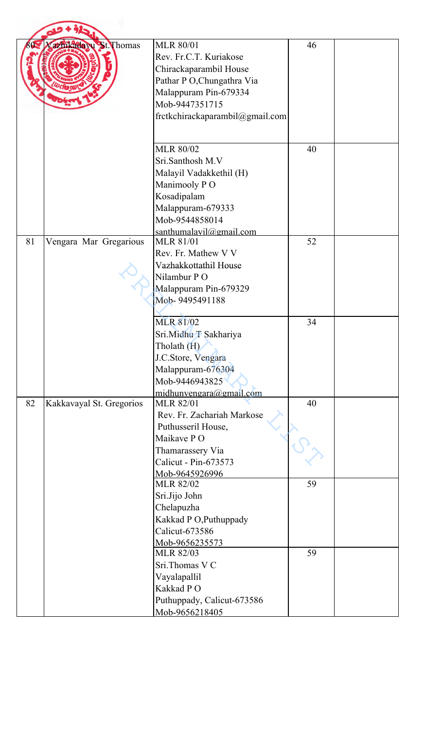| 80 | Vazhikadavu St.Thomas | MLR 80/01<br>Rev. Fr.C.T. Kuriakose<br>Chirackaparambil House<br>Pathar P O,Chungathra Via<br>Malappuram Pin-679334<br>Mob-9447351715<br>frctkchirackaparambil@gmail.com | 46 | |
|---|---|---|---|---|
| | | MLR 80/02<br>Sri.Santhosh M.V<br>Malayil Vadakkethil (H)<br>Manimooly P O<br>Kosadipalam<br>Malappuram-679333<br>Mob-9544858014<br>santhumalayil@gmail.com | 40 | |
| 81 | Vengara Mar Gregarious | MLR 81/01<br>Rev. Fr. Mathew V V<br>Vazhakkottathil House<br>Nilambur P O<br>Malappuram Pin-679329<br>Mob- 9495491188 | 52 | |
| | | MLR 81/02<br>Sri.Midhu T Sakhariya<br>Tholath (H)<br>J.C.Store, Vengara<br>Malappuram-676304<br>Mob-9446943825<br>midhunvengara@gmail.com | 34 | |
| 82 | Kakkavayal St. Gregorios | MLR 82/01<br>Rev. Fr. Zachariah Markose<br>Puthusseril House,<br>Maikave P O<br>Thamarassery Via<br>Calicut - Pin-673573<br>Mob-9645926996 | 40 | |
| | | MLR 82/02<br>Sri.Jijo John<br>Chelapuzha<br>Kakkad P O,Puthuppady<br>Calicut-673586<br>Mob-9656235573 | 59 | |
| | | MLR 82/03<br>Sri.Thomas V C<br>Vayalapallil<br>Kakkad P O<br>Puthuppady, Calicut-673586<br>Mob-9656218405 | 59 | |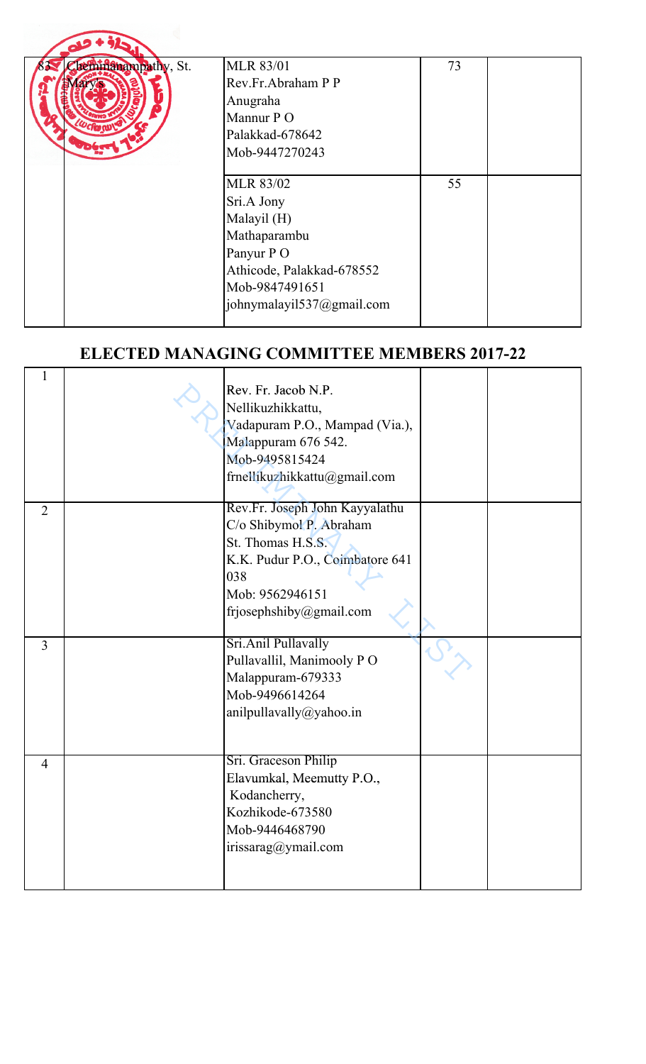| 82 | Chemmanampathy, St. Mary's | MLR 83/01<br>Rev.Fr.Abraham P P<br>Anugraha<br>Mannur P O<br>Palakkad-678642<br>Mob-9447270243 | 73 | |
|---|---|---|---|---|
| | | MLR 83/02<br>Sri.A Jony<br>Malayil (H)<br>Mathaparambu<br>Panyur P O<br>Athicode, Palakkad-678552<br>Mob-9847491651<br>johnymalayil537@gmail.com | 55 | |

## ELECTED MANAGING COMMITTEE MEMBERS 2017-22

| 1 | | Rev. Fr. Jacob N.P.<br>Nellikuzhikkattu,<br>Vadapuram P.O., Mampad (Via.),<br>Malappuram 676 542.<br>Mob-9495815424<br>frnellikuzhikkattu@gmail.com | | |
|---|---|---|---|---|
| 2 | | Rev.Fr. Joseph John Kayyalathu<br>C/o Shibymol P. Abraham<br>St. Thomas H.S.S.<br>K.K. Pudur P.O., Coimbatore 641 038<br>Mob: 9562946151<br>frjosephshiby@gmail.com | | |
| 3 | | Sri.Anil Pullavally<br>Pullavallil, Manimooly P O<br>Malappuram-679333<br>Mob-9496614264<br>anilpullavally@yahoo.in | | |
| 4 | | Sri. Graceson Philip<br>Elavumkal, Meemutty P.O.,<br>Kodancherry,<br>Kozhikode-673580<br>Mob-9446468790<br>irissarag@ymail.com | | |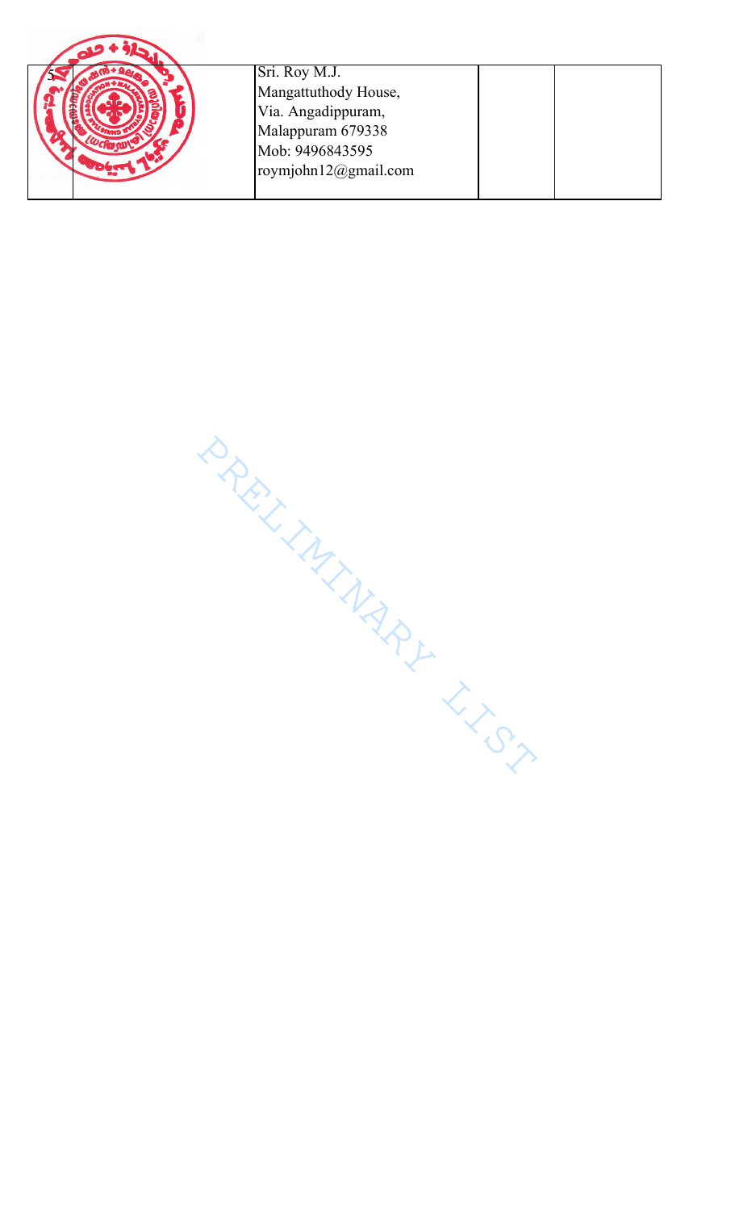| | | | | |
|---|---|---|---|---|
| 5 | | Sri. Roy M.J.<br>Mangattuthody House,<br>Via. Angadippuram,<br>Malappuram 679338<br>Mob: 9496843595<br>roymjohn12@gmail.com | | |

PRELIMINARY LIST